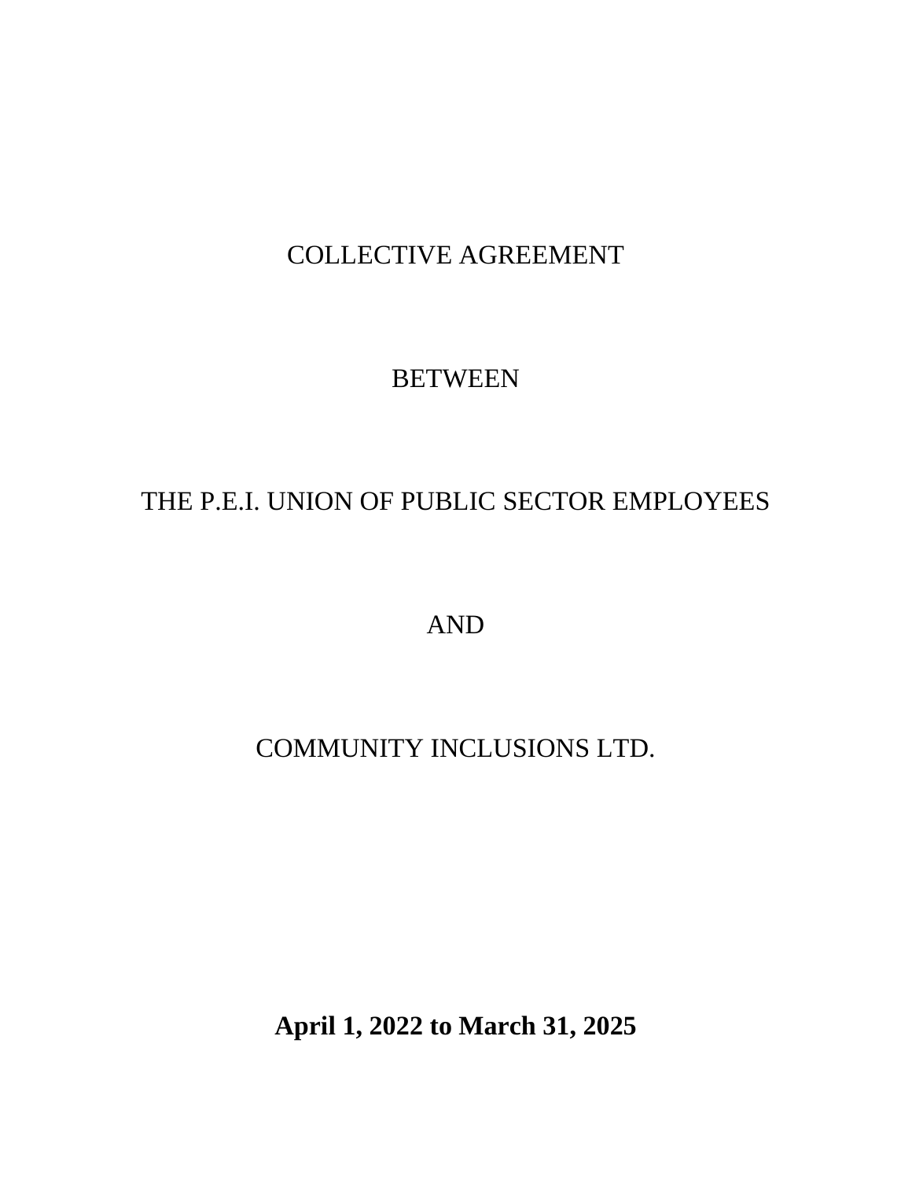# COLLECTIVE AGREEMENT

BETWEEN

THE P.E.I. UNION OF PUBLIC SECTOR EMPLOYEES

AND

COMMUNITY INCLUSIONS LTD.

**April 1, 2022 to March 31, 2025**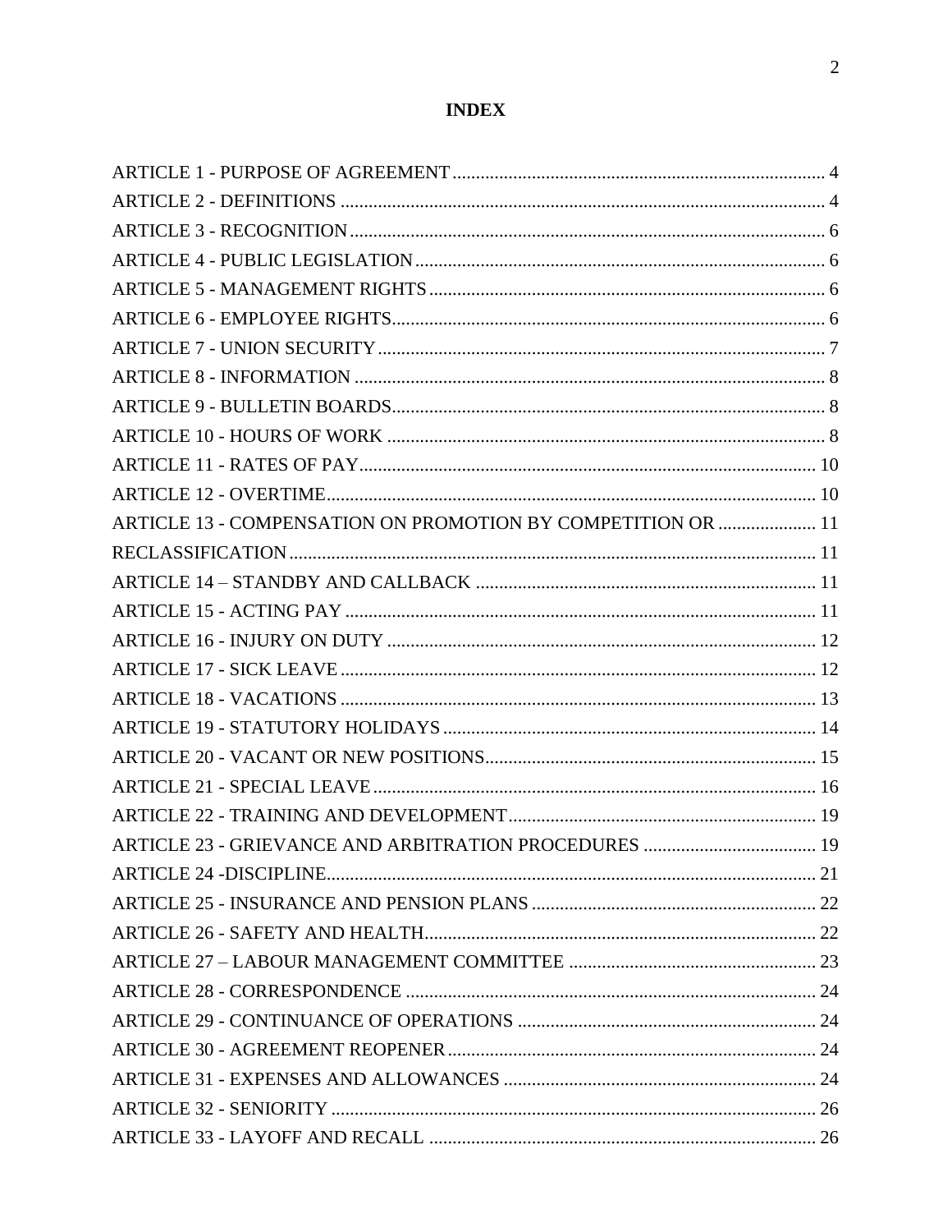# INDEX

ARTICLE 1 - PURPOSE OF AGREEMENT ............ 4
ARTICLE 2 - DEFINITIONS ............ 4
ARTICLE 3 - RECOGNITION ............ 6
ARTICLE 4 - PUBLIC LEGISLATION ............ 6
ARTICLE 5 - MANAGEMENT RIGHTS ............ 6
ARTICLE 6 - EMPLOYEE RIGHTS ............ 6
ARTICLE 7 - UNION SECURITY ............ 7
ARTICLE 8 - INFORMATION ............ 8
ARTICLE 9 - BULLETIN BOARDS ............ 8
ARTICLE 10 - HOURS OF WORK ............ 8
ARTICLE 11 - RATES OF PAY ............ 10
ARTICLE 12 - OVERTIME ............ 10
ARTICLE 13 - COMPENSATION ON PROMOTION BY COMPETITION OR ............ 11
RECLASSIFICATION ............ 11
ARTICLE 14 – STANDBY AND CALLBACK ............ 11
ARTICLE 15 - ACTING PAY ............ 11
ARTICLE 16 - INJURY ON DUTY ............ 12
ARTICLE 17 - SICK LEAVE ............ 12
ARTICLE 18 - VACATIONS ............ 13
ARTICLE 19 - STATUTORY HOLIDAYS ............ 14
ARTICLE 20 - VACANT OR NEW POSITIONS ............ 15
ARTICLE 21 - SPECIAL LEAVE ............ 16
ARTICLE 22 - TRAINING AND DEVELOPMENT ............ 19
ARTICLE 23 - GRIEVANCE AND ARBITRATION PROCEDURES ............ 19
ARTICLE 24 -DISCIPLINE ............ 21
ARTICLE 25 - INSURANCE AND PENSION PLANS ............ 22
ARTICLE 26 - SAFETY AND HEALTH ............ 22
ARTICLE 27 – LABOUR MANAGEMENT COMMITTEE ............ 23
ARTICLE 28 - CORRESPONDENCE ............ 24
ARTICLE 29 - CONTINUANCE OF OPERATIONS ............ 24
ARTICLE 30 - AGREEMENT REOPENER ............ 24
ARTICLE 31 - EXPENSES AND ALLOWANCES ............ 24
ARTICLE 32 - SENIORITY ............ 26
ARTICLE 33 - LAYOFF AND RECALL ............ 26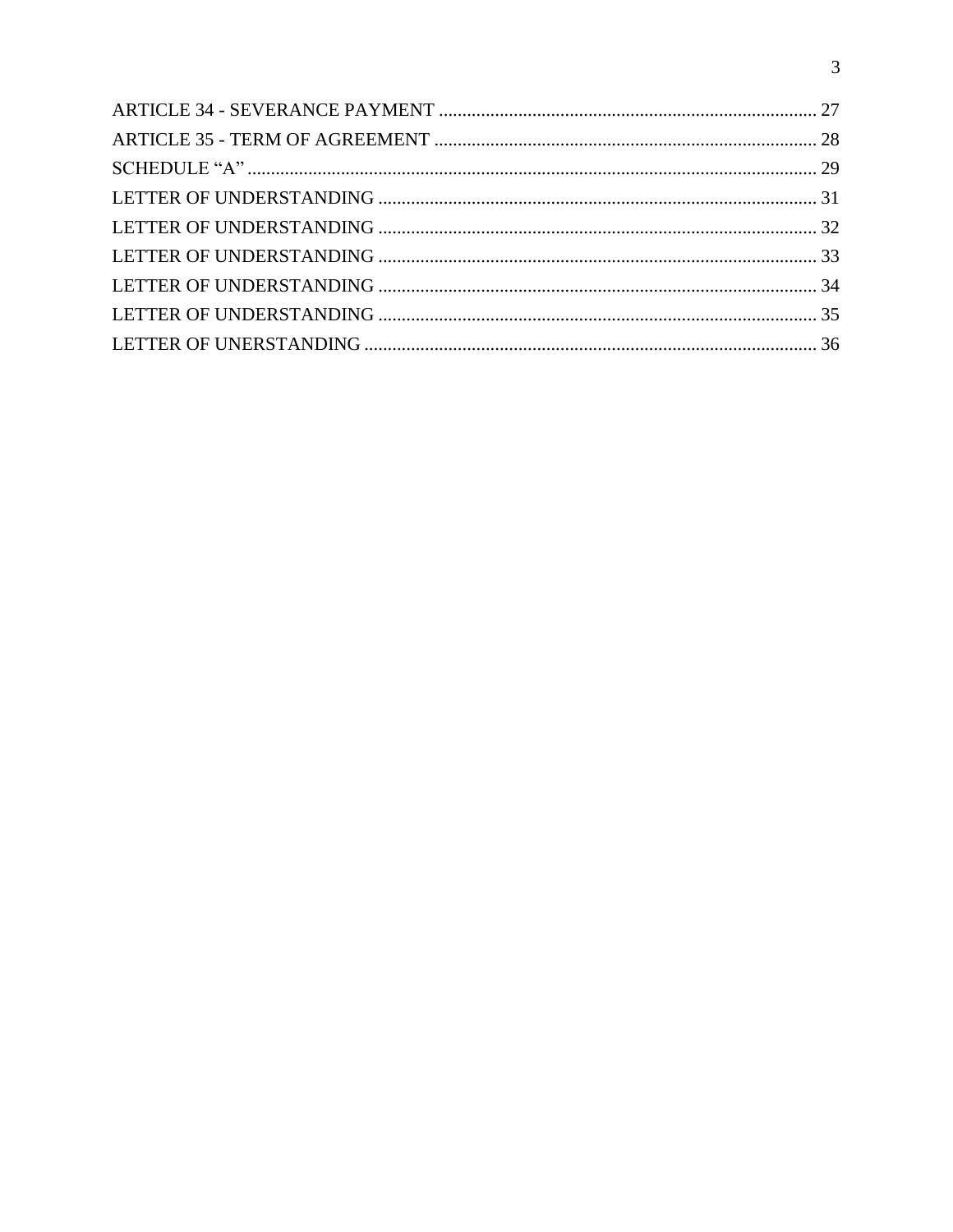ARTICLE 34 - SEVERANCE PAYMENT ................................................................................ 27
ARTICLE 35 - TERM OF AGREEMENT ................................................................................ 28
SCHEDULE "A" ........................................................................................................................ 29
LETTER OF UNDERSTANDING ............................................................................................ 31
LETTER OF UNDERSTANDING ............................................................................................ 32
LETTER OF UNDERSTANDING ............................................................................................ 33
LETTER OF UNDERSTANDING ............................................................................................ 34
LETTER OF UNDERSTANDING ............................................................................................ 35
LETTER OF UNERSTANDING .............................................................................................. 36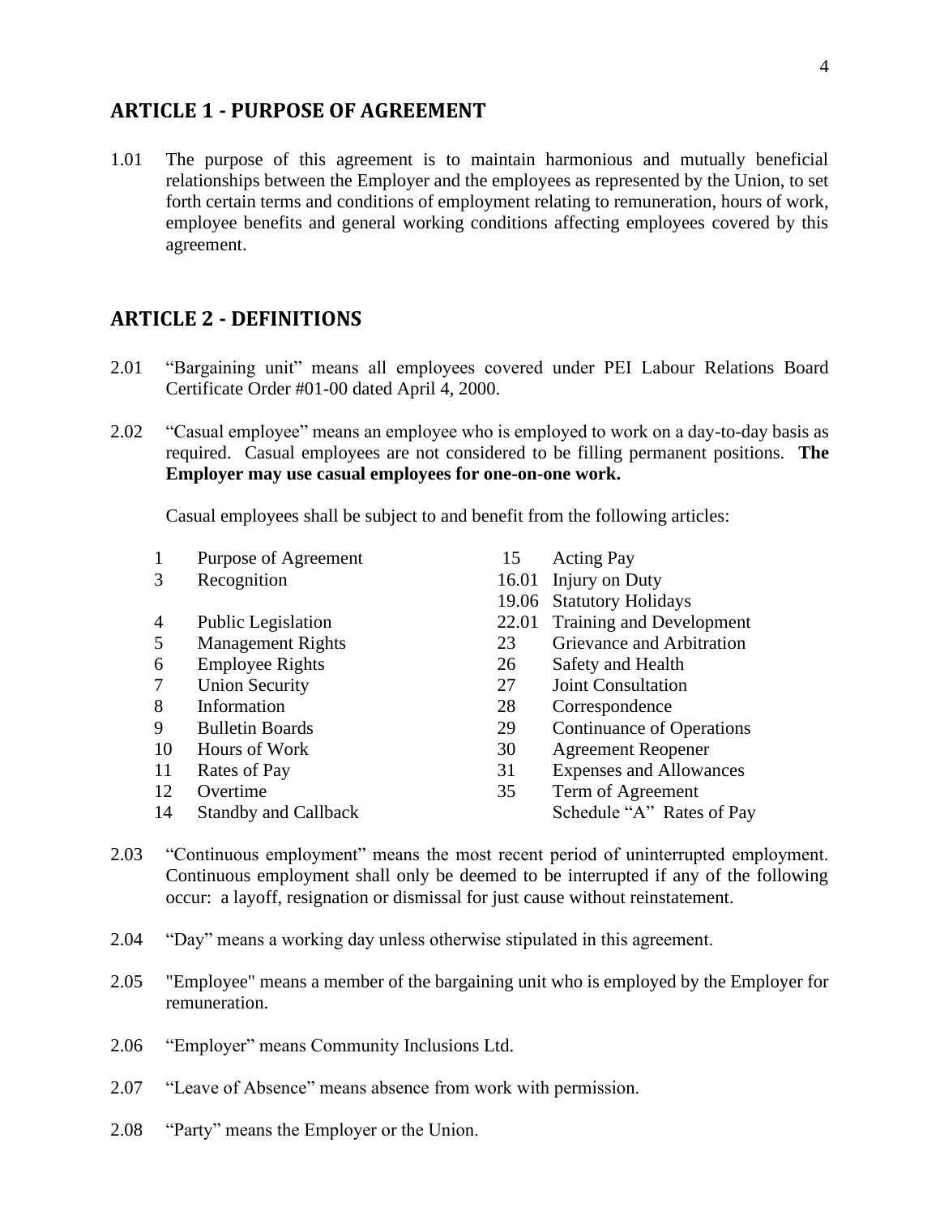## ARTICLE 1 - PURPOSE OF AGREEMENT

1.01 The purpose of this agreement is to maintain harmonious and mutually beneficial relationships between the Employer and the employees as represented by the Union, to set forth certain terms and conditions of employment relating to remuneration, hours of work, employee benefits and general working conditions affecting employees covered by this agreement.

## ARTICLE 2 - DEFINITIONS

2.01 "Bargaining unit" means all employees covered under PEI Labour Relations Board Certificate Order #01-00 dated April 4, 2000.

2.02 "Casual employee" means an employee who is employed to work on a day-to-day basis as required. Casual employees are not considered to be filling permanent positions. **The Employer may use casual employees for one-on-one work.**

Casual employees shall be subject to and benefit from the following articles:

| | | | |
|---|---|---|---|
| 1 | Purpose of Agreement | 15 | Acting Pay |
| 3 | Recognition | 16.01 | Injury on Duty |
| | | 19.06 | Statutory Holidays |
| 4 | Public Legislation | 22.01 | Training and Development |
| 5 | Management Rights | 23 | Grievance and Arbitration |
| 6 | Employee Rights | 26 | Safety and Health |
| 7 | Union Security | 27 | Joint Consultation |
| 8 | Information | 28 | Correspondence |
| 9 | Bulletin Boards | 29 | Continuance of Operations |
| 10 | Hours of Work | 30 | Agreement Reopener |
| 11 | Rates of Pay | 31 | Expenses and Allowances |
| 12 | Overtime | 35 | Term of Agreement |
| 14 | Standby and Callback | | Schedule "A" Rates of Pay |

2.03 "Continuous employment" means the most recent period of uninterrupted employment. Continuous employment shall only be deemed to be interrupted if any of the following occur: a layoff, resignation or dismissal for just cause without reinstatement.

2.04 "Day" means a working day unless otherwise stipulated in this agreement.

2.05 "Employee" means a member of the bargaining unit who is employed by the Employer for remuneration.

2.06 "Employer" means Community Inclusions Ltd.

2.07 "Leave of Absence" means absence from work with permission.

2.08 "Party" means the Employer or the Union.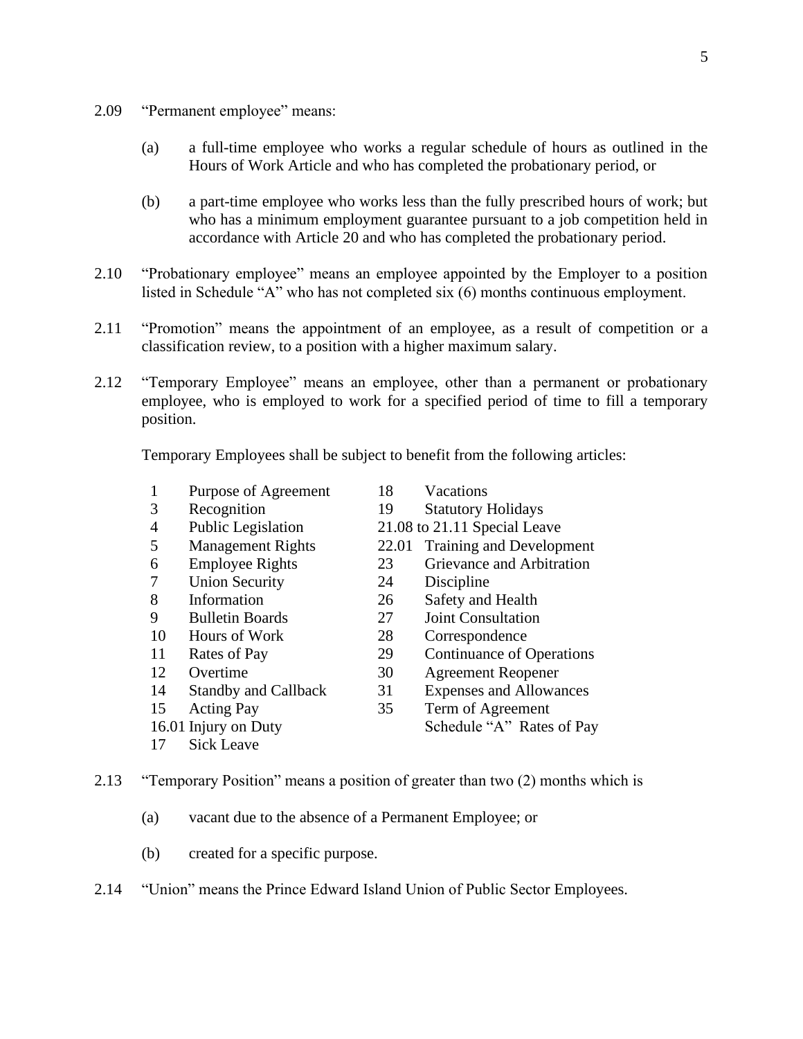2.09 "Permanent employee" means:

(a) a full-time employee who works a regular schedule of hours as outlined in the Hours of Work Article and who has completed the probationary period, or

(b) a part-time employee who works less than the fully prescribed hours of work; but who has a minimum employment guarantee pursuant to a job competition held in accordance with Article 20 and who has completed the probationary period.

2.10 "Probationary employee" means an employee appointed by the Employer to a position listed in Schedule "A" who has not completed six (6) months continuous employment.

2.11 "Promotion" means the appointment of an employee, as a result of competition or a classification review, to a position with a higher maximum salary.

2.12 "Temporary Employee" means an employee, other than a permanent or probationary employee, who is employed to work for a specified period of time to fill a temporary position.

Temporary Employees shall be subject to benefit from the following articles:

| | | | |
|---|---|---|---|
| 1 | Purpose of Agreement | 18 | Vacations |
| 3 | Recognition | 19 | Statutory Holidays |
| 4 | Public Legislation | 21.08 to 21.11 | Special Leave |
| 5 | Management Rights | 22.01 | Training and Development |
| 6 | Employee Rights | 23 | Grievance and Arbitration |
| 7 | Union Security | 24 | Discipline |
| 8 | Information | 26 | Safety and Health |
| 9 | Bulletin Boards | 27 | Joint Consultation |
| 10 | Hours of Work | 28 | Correspondence |
| 11 | Rates of Pay | 29 | Continuance of Operations |
| 12 | Overtime | 30 | Agreement Reopener |
| 14 | Standby and Callback | 31 | Expenses and Allowances |
| 15 | Acting Pay | 35 | Term of Agreement |
| 16.01 | Injury on Duty | | Schedule "A" Rates of Pay |
| 17 | Sick Leave | | |

2.13 "Temporary Position" means a position of greater than two (2) months which is

(a) vacant due to the absence of a Permanent Employee; or

(b) created for a specific purpose.

2.14 "Union" means the Prince Edward Island Union of Public Sector Employees.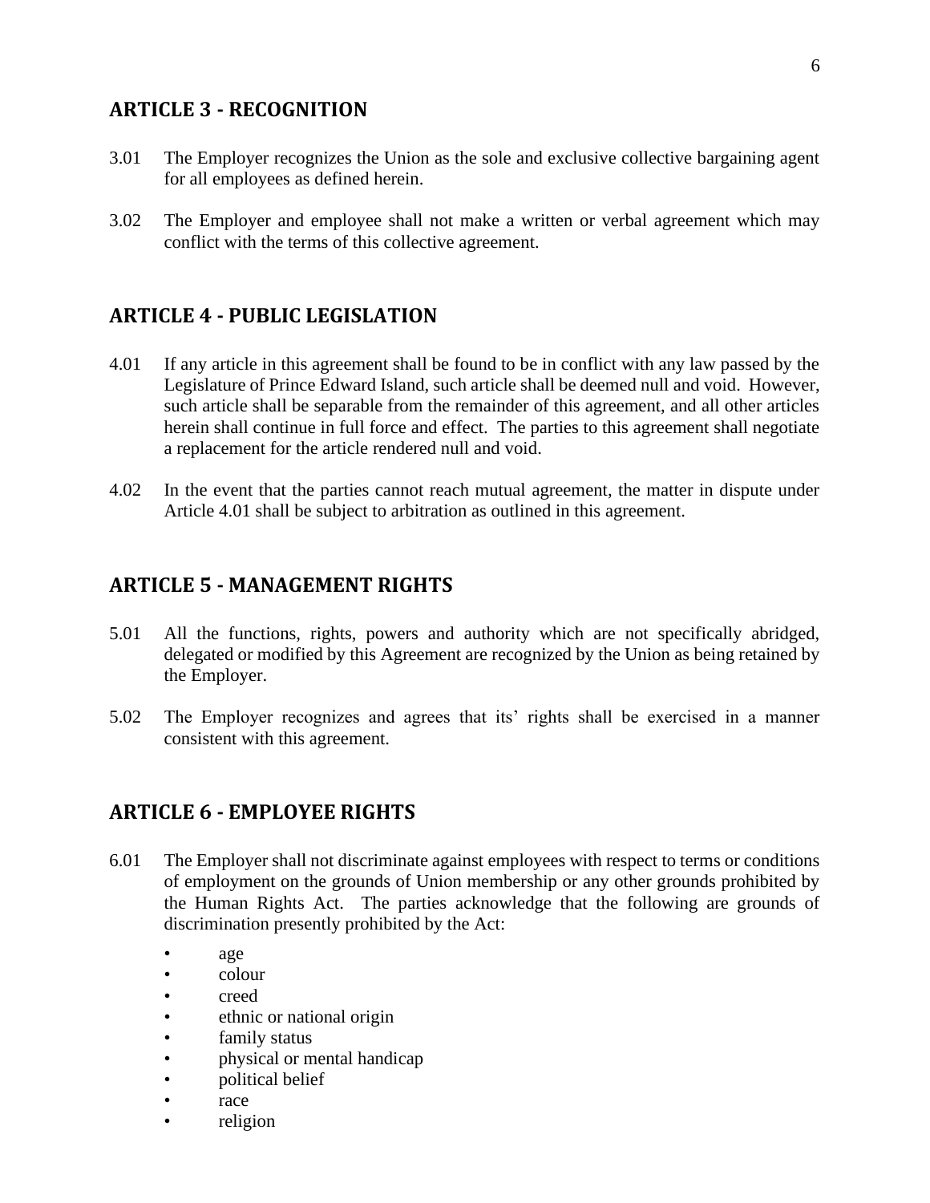## ARTICLE 3 - RECOGNITION

3.01 The Employer recognizes the Union as the sole and exclusive collective bargaining agent for all employees as defined herein.

3.02 The Employer and employee shall not make a written or verbal agreement which may conflict with the terms of this collective agreement.

## ARTICLE 4 - PUBLIC LEGISLATION

4.01 If any article in this agreement shall be found to be in conflict with any law passed by the Legislature of Prince Edward Island, such article shall be deemed null and void. However, such article shall be separable from the remainder of this agreement, and all other articles herein shall continue in full force and effect. The parties to this agreement shall negotiate a replacement for the article rendered null and void.

4.02 In the event that the parties cannot reach mutual agreement, the matter in dispute under Article 4.01 shall be subject to arbitration as outlined in this agreement.

## ARTICLE 5 - MANAGEMENT RIGHTS

5.01 All the functions, rights, powers and authority which are not specifically abridged, delegated or modified by this Agreement are recognized by the Union as being retained by the Employer.

5.02 The Employer recognizes and agrees that its' rights shall be exercised in a manner consistent with this agreement.

## ARTICLE 6 - EMPLOYEE RIGHTS

6.01 The Employer shall not discriminate against employees with respect to terms or conditions of employment on the grounds of Union membership or any other grounds prohibited by the Human Rights Act. The parties acknowledge that the following are grounds of discrimination presently prohibited by the Act:

- age
- colour
- creed
- ethnic or national origin
- family status
- physical or mental handicap
- political belief
- race
- religion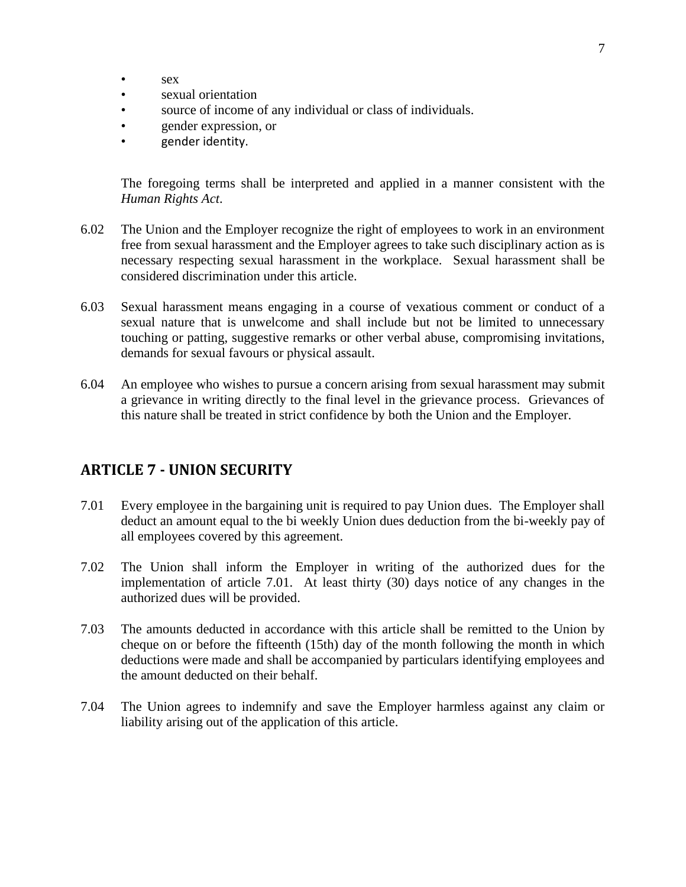- sex
- sexual orientation
- source of income of any individual or class of individuals.
- gender expression, or
- gender identity.

The foregoing terms shall be interpreted and applied in a manner consistent with the *Human Rights Act*.

6.02 The Union and the Employer recognize the right of employees to work in an environment free from sexual harassment and the Employer agrees to take such disciplinary action as is necessary respecting sexual harassment in the workplace. Sexual harassment shall be considered discrimination under this article.

6.03 Sexual harassment means engaging in a course of vexatious comment or conduct of a sexual nature that is unwelcome and shall include but not be limited to unnecessary touching or patting, suggestive remarks or other verbal abuse, compromising invitations, demands for sexual favours or physical assault.

6.04 An employee who wishes to pursue a concern arising from sexual harassment may submit a grievance in writing directly to the final level in the grievance process. Grievances of this nature shall be treated in strict confidence by both the Union and the Employer.

## ARTICLE 7 - UNION SECURITY

7.01 Every employee in the bargaining unit is required to pay Union dues. The Employer shall deduct an amount equal to the bi weekly Union dues deduction from the bi-weekly pay of all employees covered by this agreement.

7.02 The Union shall inform the Employer in writing of the authorized dues for the implementation of article 7.01. At least thirty (30) days notice of any changes in the authorized dues will be provided.

7.03 The amounts deducted in accordance with this article shall be remitted to the Union by cheque on or before the fifteenth (15th) day of the month following the month in which deductions were made and shall be accompanied by particulars identifying employees and the amount deducted on their behalf.

7.04 The Union agrees to indemnify and save the Employer harmless against any claim or liability arising out of the application of this article.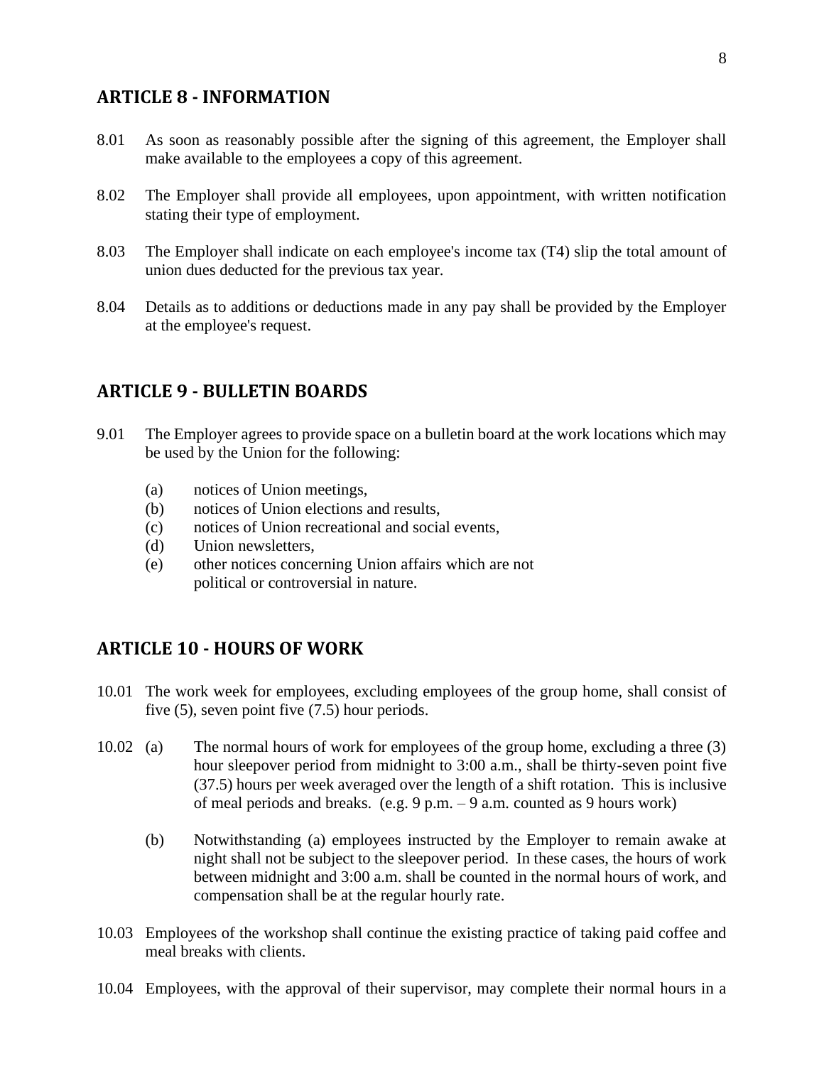## ARTICLE 8 - INFORMATION

8.01 As soon as reasonably possible after the signing of this agreement, the Employer shall make available to the employees a copy of this agreement.

8.02 The Employer shall provide all employees, upon appointment, with written notification stating their type of employment.

8.03 The Employer shall indicate on each employee's income tax (T4) slip the total amount of union dues deducted for the previous tax year.

8.04 Details as to additions or deductions made in any pay shall be provided by the Employer at the employee's request.

## ARTICLE 9 - BULLETIN BOARDS

9.01 The Employer agrees to provide space on a bulletin board at the work locations which may be used by the Union for the following:

- (a) notices of Union meetings,
- (b) notices of Union elections and results,
- (c) notices of Union recreational and social events,
- (d) Union newsletters,
- (e) other notices concerning Union affairs which are not political or controversial in nature.

## ARTICLE 10 - HOURS OF WORK

10.01 The work week for employees, excluding employees of the group home, shall consist of five (5), seven point five (7.5) hour periods.

10.02 (a) The normal hours of work for employees of the group home, excluding a three (3) hour sleepover period from midnight to 3:00 a.m., shall be thirty-seven point five (37.5) hours per week averaged over the length of a shift rotation. This is inclusive of meal periods and breaks. (e.g. 9 p.m. – 9 a.m. counted as 9 hours work)

(b) Notwithstanding (a) employees instructed by the Employer to remain awake at night shall not be subject to the sleepover period. In these cases, the hours of work between midnight and 3:00 a.m. shall be counted in the normal hours of work, and compensation shall be at the regular hourly rate.

10.03 Employees of the workshop shall continue the existing practice of taking paid coffee and meal breaks with clients.

10.04 Employees, with the approval of their supervisor, may complete their normal hours in a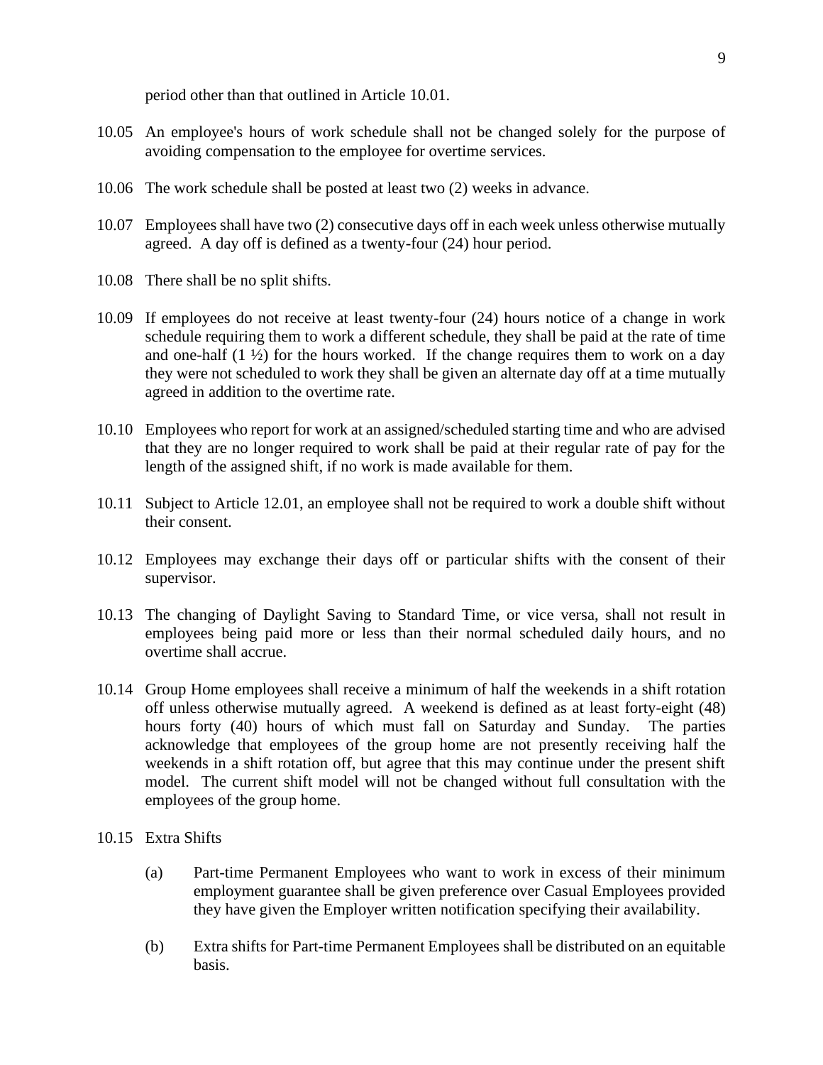period other than that outlined in Article 10.01.

10.05 An employee's hours of work schedule shall not be changed solely for the purpose of avoiding compensation to the employee for overtime services.

10.06 The work schedule shall be posted at least two (2) weeks in advance.

10.07 Employees shall have two (2) consecutive days off in each week unless otherwise mutually agreed. A day off is defined as a twenty-four (24) hour period.

10.08 There shall be no split shifts.

10.09 If employees do not receive at least twenty-four (24) hours notice of a change in work schedule requiring them to work a different schedule, they shall be paid at the rate of time and one-half (1 ½) for the hours worked. If the change requires them to work on a day they were not scheduled to work they shall be given an alternate day off at a time mutually agreed in addition to the overtime rate.

10.10 Employees who report for work at an assigned/scheduled starting time and who are advised that they are no longer required to work shall be paid at their regular rate of pay for the length of the assigned shift, if no work is made available for them.

10.11 Subject to Article 12.01, an employee shall not be required to work a double shift without their consent.

10.12 Employees may exchange their days off or particular shifts with the consent of their supervisor.

10.13 The changing of Daylight Saving to Standard Time, or vice versa, shall not result in employees being paid more or less than their normal scheduled daily hours, and no overtime shall accrue.

10.14 Group Home employees shall receive a minimum of half the weekends in a shift rotation off unless otherwise mutually agreed. A weekend is defined as at least forty-eight (48) hours forty (40) hours of which must fall on Saturday and Sunday. The parties acknowledge that employees of the group home are not presently receiving half the weekends in a shift rotation off, but agree that this may continue under the present shift model. The current shift model will not be changed without full consultation with the employees of the group home.

10.15 Extra Shifts

(a) Part-time Permanent Employees who want to work in excess of their minimum employment guarantee shall be given preference over Casual Employees provided they have given the Employer written notification specifying their availability.

(b) Extra shifts for Part-time Permanent Employees shall be distributed on an equitable basis.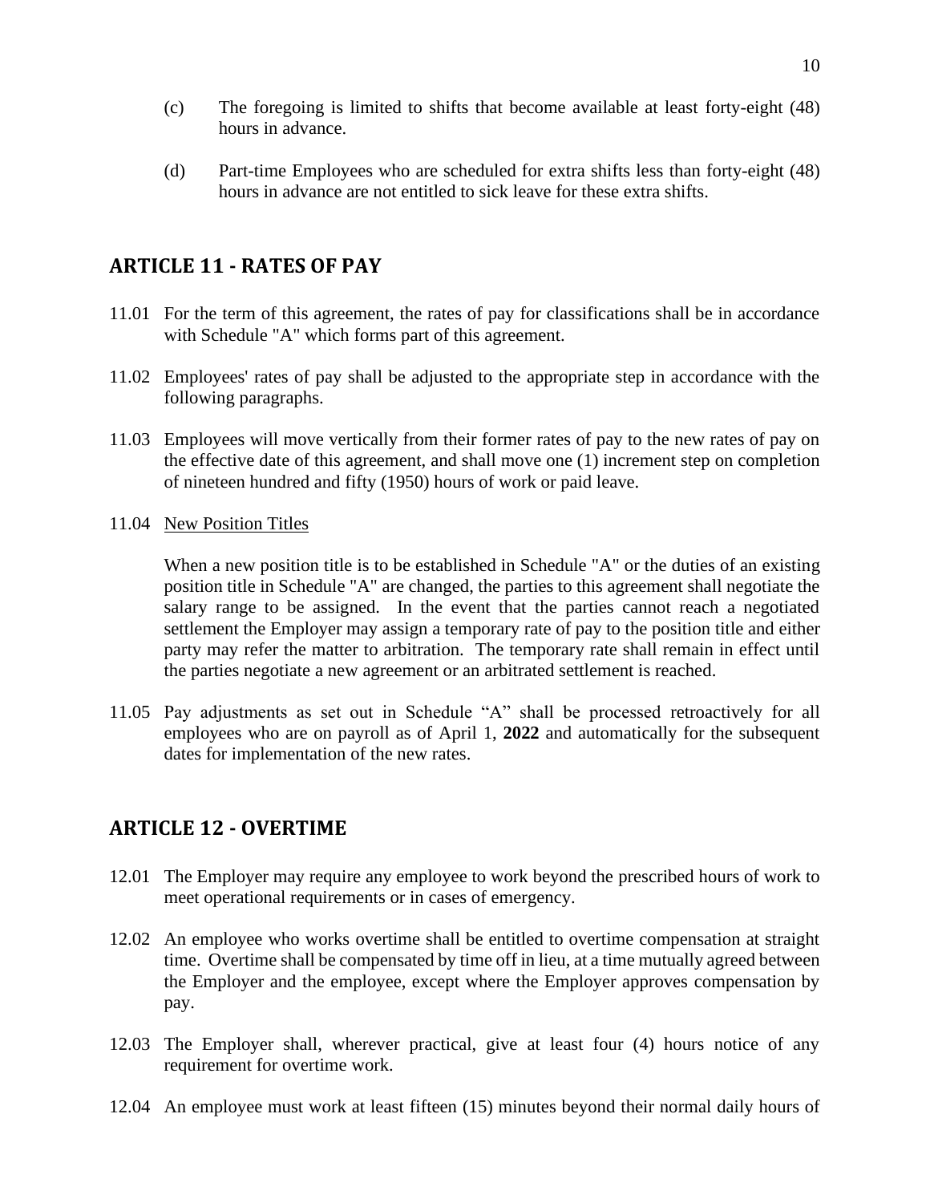(c) The foregoing is limited to shifts that become available at least forty-eight (48) hours in advance.

(d) Part-time Employees who are scheduled for extra shifts less than forty-eight (48) hours in advance are not entitled to sick leave for these extra shifts.

## ARTICLE 11 - RATES OF PAY

11.01 For the term of this agreement, the rates of pay for classifications shall be in accordance with Schedule "A" which forms part of this agreement.

11.02 Employees' rates of pay shall be adjusted to the appropriate step in accordance with the following paragraphs.

11.03 Employees will move vertically from their former rates of pay to the new rates of pay on the effective date of this agreement, and shall move one (1) increment step on completion of nineteen hundred and fifty (1950) hours of work or paid leave.

11.04 <u>New Position Titles</u>

When a new position title is to be established in Schedule "A" or the duties of an existing position title in Schedule "A" are changed, the parties to this agreement shall negotiate the salary range to be assigned. In the event that the parties cannot reach a negotiated settlement the Employer may assign a temporary rate of pay to the position title and either party may refer the matter to arbitration. The temporary rate shall remain in effect until the parties negotiate a new agreement or an arbitrated settlement is reached.

11.05 Pay adjustments as set out in Schedule "A" shall be processed retroactively for all employees who are on payroll as of April 1, **2022** and automatically for the subsequent dates for implementation of the new rates.

## ARTICLE 12 - OVERTIME

12.01 The Employer may require any employee to work beyond the prescribed hours of work to meet operational requirements or in cases of emergency.

12.02 An employee who works overtime shall be entitled to overtime compensation at straight time. Overtime shall be compensated by time off in lieu, at a time mutually agreed between the Employer and the employee, except where the Employer approves compensation by pay.

12.03 The Employer shall, wherever practical, give at least four (4) hours notice of any requirement for overtime work.

12.04 An employee must work at least fifteen (15) minutes beyond their normal daily hours of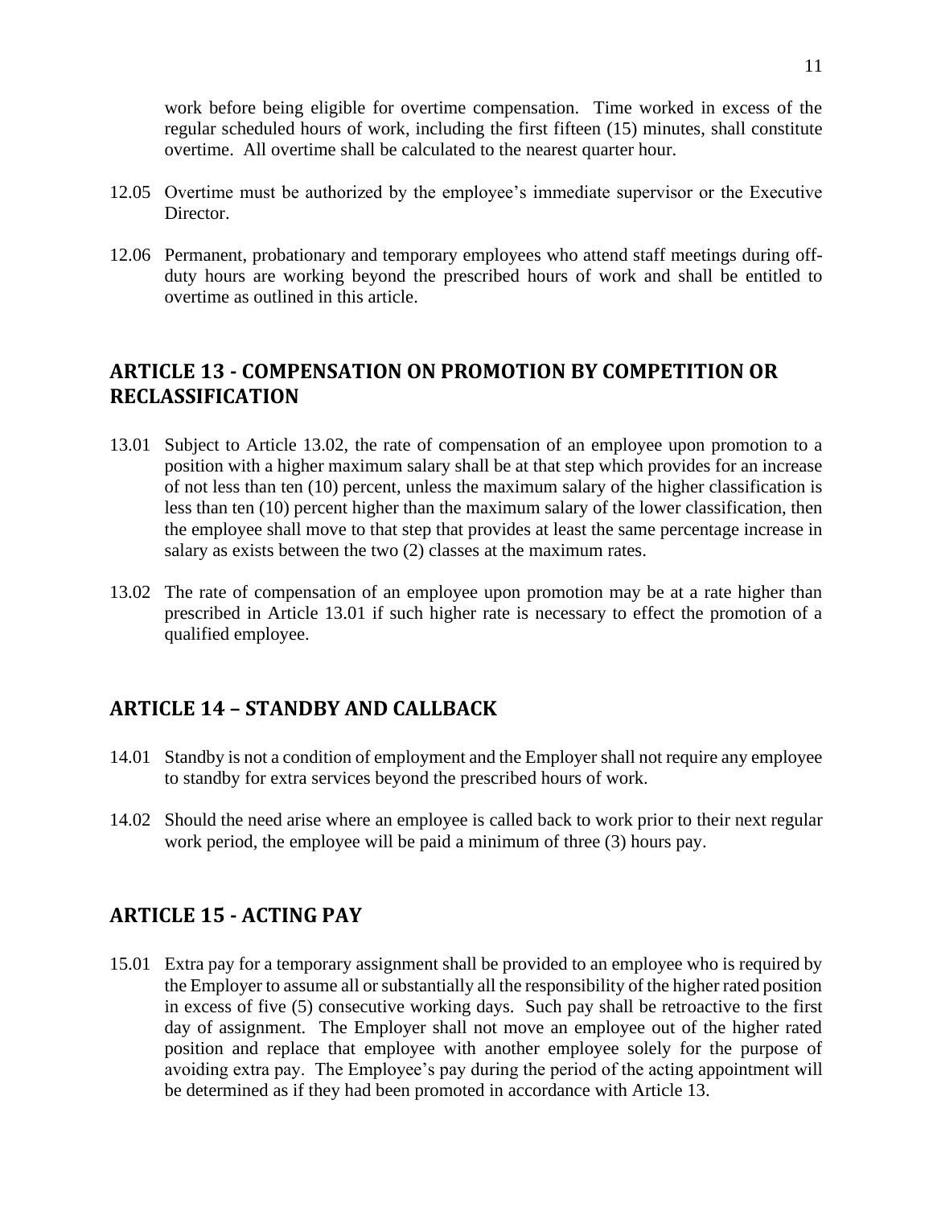work before being eligible for overtime compensation. Time worked in excess of the regular scheduled hours of work, including the first fifteen (15) minutes, shall constitute overtime. All overtime shall be calculated to the nearest quarter hour.

12.05 Overtime must be authorized by the employee's immediate supervisor or the Executive Director.

12.06 Permanent, probationary and temporary employees who attend staff meetings during off-duty hours are working beyond the prescribed hours of work and shall be entitled to overtime as outlined in this article.

## ARTICLE 13 - COMPENSATION ON PROMOTION BY COMPETITION OR RECLASSIFICATION

13.01 Subject to Article 13.02, the rate of compensation of an employee upon promotion to a position with a higher maximum salary shall be at that step which provides for an increase of not less than ten (10) percent, unless the maximum salary of the higher classification is less than ten (10) percent higher than the maximum salary of the lower classification, then the employee shall move to that step that provides at least the same percentage increase in salary as exists between the two (2) classes at the maximum rates.

13.02 The rate of compensation of an employee upon promotion may be at a rate higher than prescribed in Article 13.01 if such higher rate is necessary to effect the promotion of a qualified employee.

## ARTICLE 14 – STANDBY AND CALLBACK

14.01 Standby is not a condition of employment and the Employer shall not require any employee to standby for extra services beyond the prescribed hours of work.

14.02 Should the need arise where an employee is called back to work prior to their next regular work period, the employee will be paid a minimum of three (3) hours pay.

## ARTICLE 15 - ACTING PAY

15.01 Extra pay for a temporary assignment shall be provided to an employee who is required by the Employer to assume all or substantially all the responsibility of the higher rated position in excess of five (5) consecutive working days. Such pay shall be retroactive to the first day of assignment. The Employer shall not move an employee out of the higher rated position and replace that employee with another employee solely for the purpose of avoiding extra pay. The Employee's pay during the period of the acting appointment will be determined as if they had been promoted in accordance with Article 13.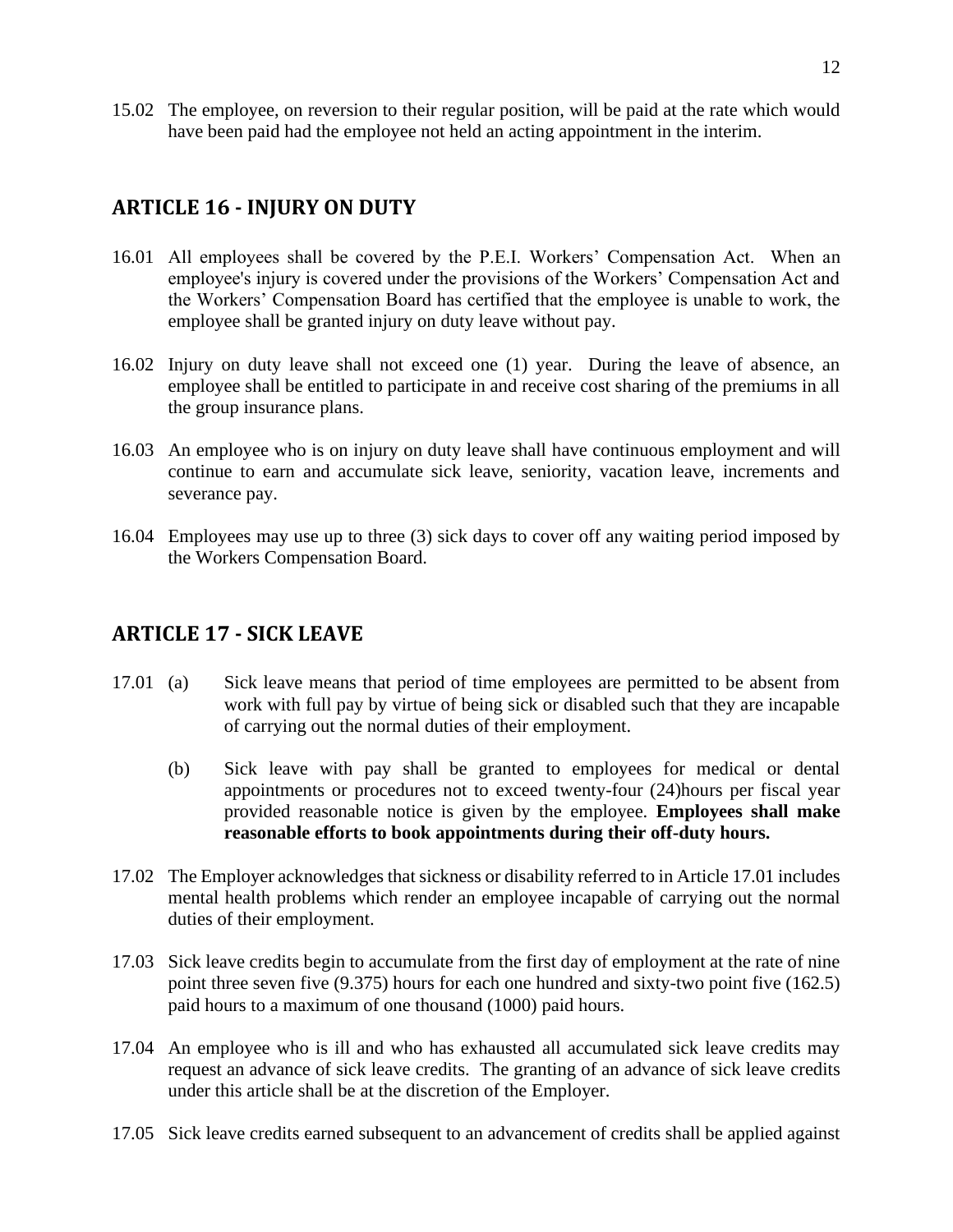15.02 The employee, on reversion to their regular position, will be paid at the rate which would have been paid had the employee not held an acting appointment in the interim.

## ARTICLE 16 - INJURY ON DUTY

16.01 All employees shall be covered by the P.E.I. Workers' Compensation Act. When an employee's injury is covered under the provisions of the Workers' Compensation Act and the Workers' Compensation Board has certified that the employee is unable to work, the employee shall be granted injury on duty leave without pay.

16.02 Injury on duty leave shall not exceed one (1) year. During the leave of absence, an employee shall be entitled to participate in and receive cost sharing of the premiums in all the group insurance plans.

16.03 An employee who is on injury on duty leave shall have continuous employment and will continue to earn and accumulate sick leave, seniority, vacation leave, increments and severance pay.

16.04 Employees may use up to three (3) sick days to cover off any waiting period imposed by the Workers Compensation Board.

## ARTICLE 17 - SICK LEAVE

17.01 (a) Sick leave means that period of time employees are permitted to be absent from work with full pay by virtue of being sick or disabled such that they are incapable of carrying out the normal duties of their employment.

(b) Sick leave with pay shall be granted to employees for medical or dental appointments or procedures not to exceed twenty-four (24)hours per fiscal year provided reasonable notice is given by the employee. **Employees shall make reasonable efforts to book appointments during their off-duty hours.**

17.02 The Employer acknowledges that sickness or disability referred to in Article 17.01 includes mental health problems which render an employee incapable of carrying out the normal duties of their employment.

17.03 Sick leave credits begin to accumulate from the first day of employment at the rate of nine point three seven five (9.375) hours for each one hundred and sixty-two point five (162.5) paid hours to a maximum of one thousand (1000) paid hours.

17.04 An employee who is ill and who has exhausted all accumulated sick leave credits may request an advance of sick leave credits. The granting of an advance of sick leave credits under this article shall be at the discretion of the Employer.

17.05 Sick leave credits earned subsequent to an advancement of credits shall be applied against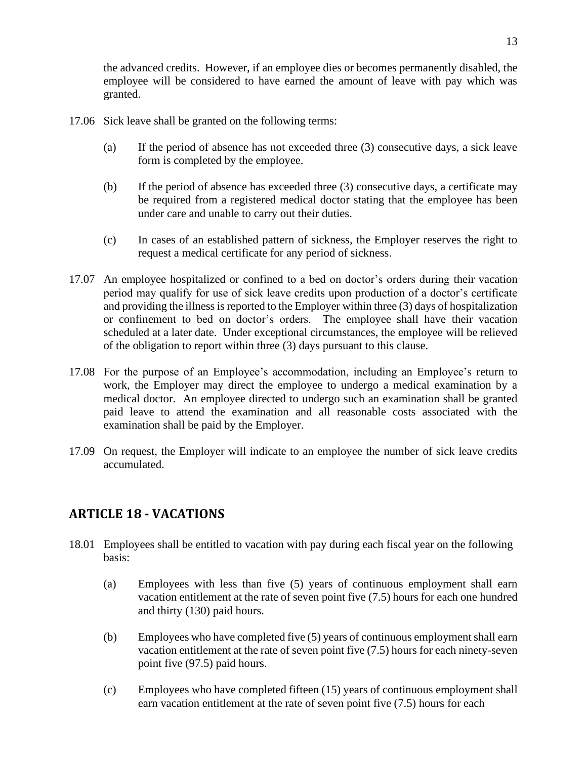the advanced credits. However, if an employee dies or becomes permanently disabled, the employee will be considered to have earned the amount of leave with pay which was granted.

17.06 Sick leave shall be granted on the following terms:

(a) If the period of absence has not exceeded three (3) consecutive days, a sick leave form is completed by the employee.

(b) If the period of absence has exceeded three (3) consecutive days, a certificate may be required from a registered medical doctor stating that the employee has been under care and unable to carry out their duties.

(c) In cases of an established pattern of sickness, the Employer reserves the right to request a medical certificate for any period of sickness.

17.07 An employee hospitalized or confined to a bed on doctor's orders during their vacation period may qualify for use of sick leave credits upon production of a doctor's certificate and providing the illness is reported to the Employer within three (3) days of hospitalization or confinement to bed on doctor's orders. The employee shall have their vacation scheduled at a later date. Under exceptional circumstances, the employee will be relieved of the obligation to report within three (3) days pursuant to this clause.

17.08 For the purpose of an Employee's accommodation, including an Employee's return to work, the Employer may direct the employee to undergo a medical examination by a medical doctor. An employee directed to undergo such an examination shall be granted paid leave to attend the examination and all reasonable costs associated with the examination shall be paid by the Employer.

17.09 On request, the Employer will indicate to an employee the number of sick leave credits accumulated.

## ARTICLE 18 - VACATIONS

18.01 Employees shall be entitled to vacation with pay during each fiscal year on the following basis:

(a) Employees with less than five (5) years of continuous employment shall earn vacation entitlement at the rate of seven point five (7.5) hours for each one hundred and thirty (130) paid hours.

(b) Employees who have completed five (5) years of continuous employment shall earn vacation entitlement at the rate of seven point five (7.5) hours for each ninety-seven point five (97.5) paid hours.

(c) Employees who have completed fifteen (15) years of continuous employment shall earn vacation entitlement at the rate of seven point five (7.5) hours for each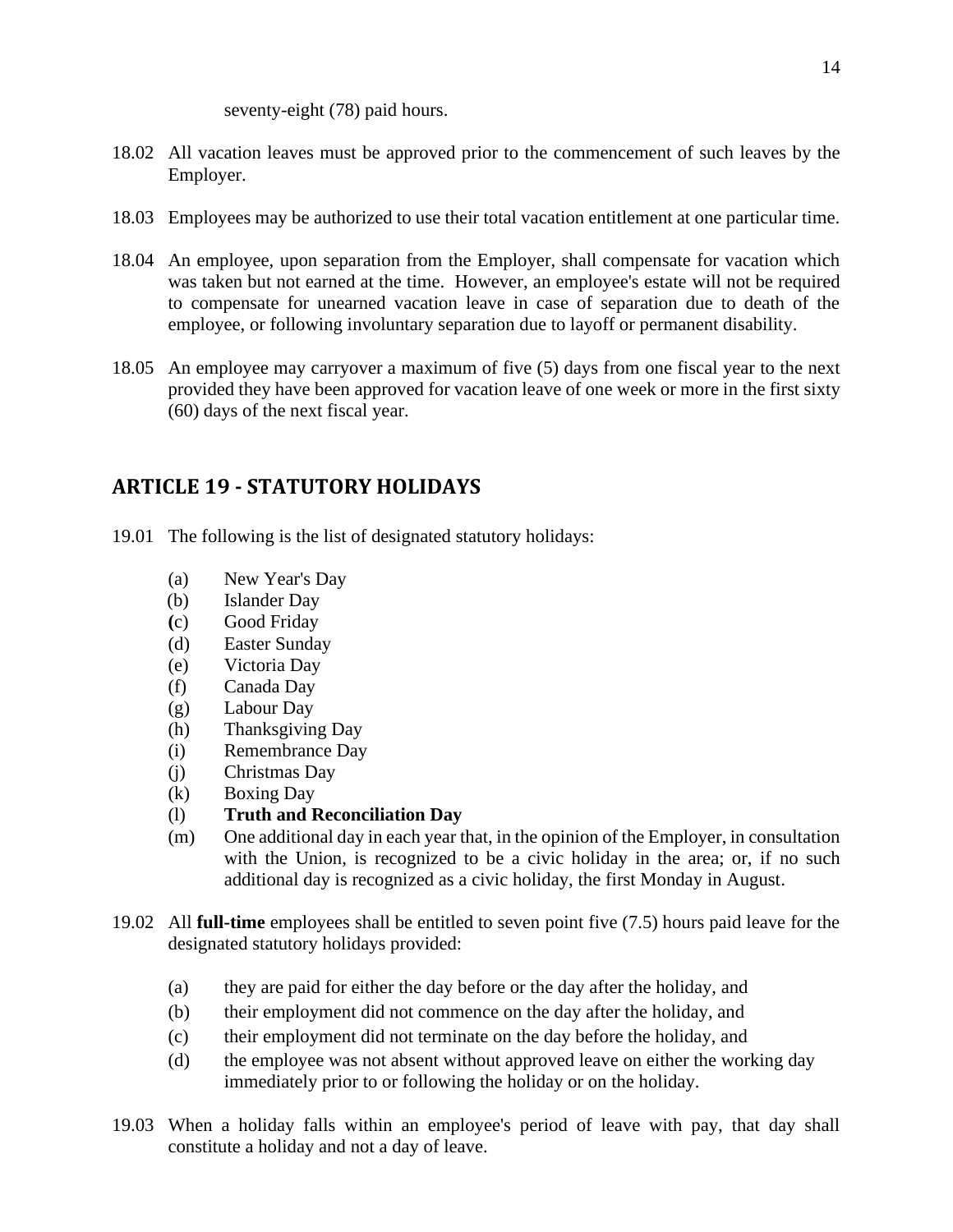seventy-eight (78) paid hours.

18.02 All vacation leaves must be approved prior to the commencement of such leaves by the Employer.

18.03 Employees may be authorized to use their total vacation entitlement at one particular time.

18.04 An employee, upon separation from the Employer, shall compensate for vacation which was taken but not earned at the time. However, an employee's estate will not be required to compensate for unearned vacation leave in case of separation due to death of the employee, or following involuntary separation due to layoff or permanent disability.

18.05 An employee may carryover a maximum of five (5) days from one fiscal year to the next provided they have been approved for vacation leave of one week or more in the first sixty (60) days of the next fiscal year.

## ARTICLE 19 - STATUTORY HOLIDAYS

19.01 The following is the list of designated statutory holidays:

(a) New Year's Day
(b) Islander Day
(c) Good Friday
(d) Easter Sunday
(e) Victoria Day
(f) Canada Day
(g) Labour Day
(h) Thanksgiving Day
(i) Remembrance Day
(j) Christmas Day
(k) Boxing Day
(l) **Truth and Reconciliation Day**
(m) One additional day in each year that, in the opinion of the Employer, in consultation with the Union, is recognized to be a civic holiday in the area; or, if no such additional day is recognized as a civic holiday, the first Monday in August.

19.02 All **full-time** employees shall be entitled to seven point five (7.5) hours paid leave for the designated statutory holidays provided:

(a) they are paid for either the day before or the day after the holiday, and
(b) their employment did not commence on the day after the holiday, and
(c) their employment did not terminate on the day before the holiday, and
(d) the employee was not absent without approved leave on either the working day immediately prior to or following the holiday or on the holiday.

19.03 When a holiday falls within an employee's period of leave with pay, that day shall constitute a holiday and not a day of leave.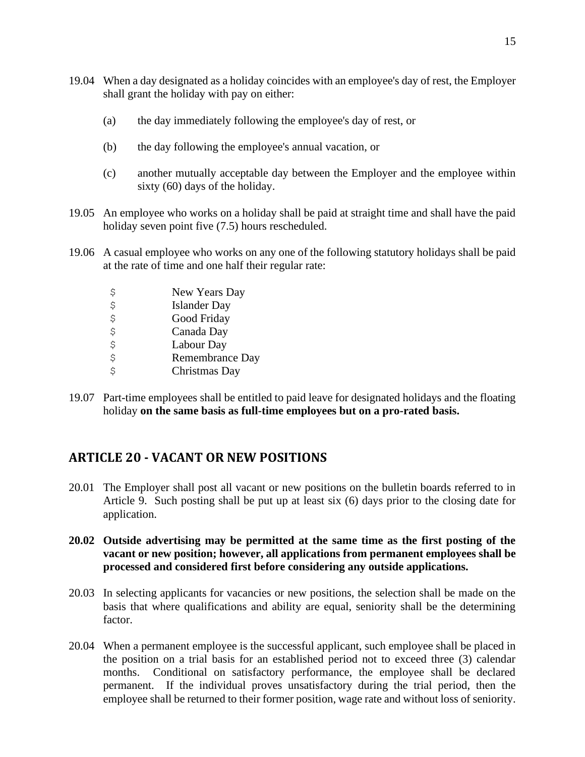19.04 When a day designated as a holiday coincides with an employee's day of rest, the Employer shall grant the holiday with pay on either:

(a) the day immediately following the employee's day of rest, or

(b) the day following the employee's annual vacation, or

(c) another mutually acceptable day between the Employer and the employee within sixty (60) days of the holiday.

19.05 An employee who works on a holiday shall be paid at straight time and shall have the paid holiday seven point five (7.5) hours rescheduled.

19.06 A casual employee who works on any one of the following statutory holidays shall be paid at the rate of time and one half their regular rate:

- New Years Day
- Islander Day
- Good Friday
- Canada Day
- Labour Day
- Remembrance Day
- Christmas Day

19.07 Part-time employees shall be entitled to paid leave for designated holidays and the floating holiday **on the same basis as full-time employees but on a pro-rated basis.**

## ARTICLE 20 - VACANT OR NEW POSITIONS

20.01 The Employer shall post all vacant or new positions on the bulletin boards referred to in Article 9. Such posting shall be put up at least six (6) days prior to the closing date for application.

**20.02 Outside advertising may be permitted at the same time as the first posting of the vacant or new position; however, all applications from permanent employees shall be processed and considered first before considering any outside applications.**

20.03 In selecting applicants for vacancies or new positions, the selection shall be made on the basis that where qualifications and ability are equal, seniority shall be the determining factor.

20.04 When a permanent employee is the successful applicant, such employee shall be placed in the position on a trial basis for an established period not to exceed three (3) calendar months. Conditional on satisfactory performance, the employee shall be declared permanent. If the individual proves unsatisfactory during the trial period, then the employee shall be returned to their former position, wage rate and without loss of seniority.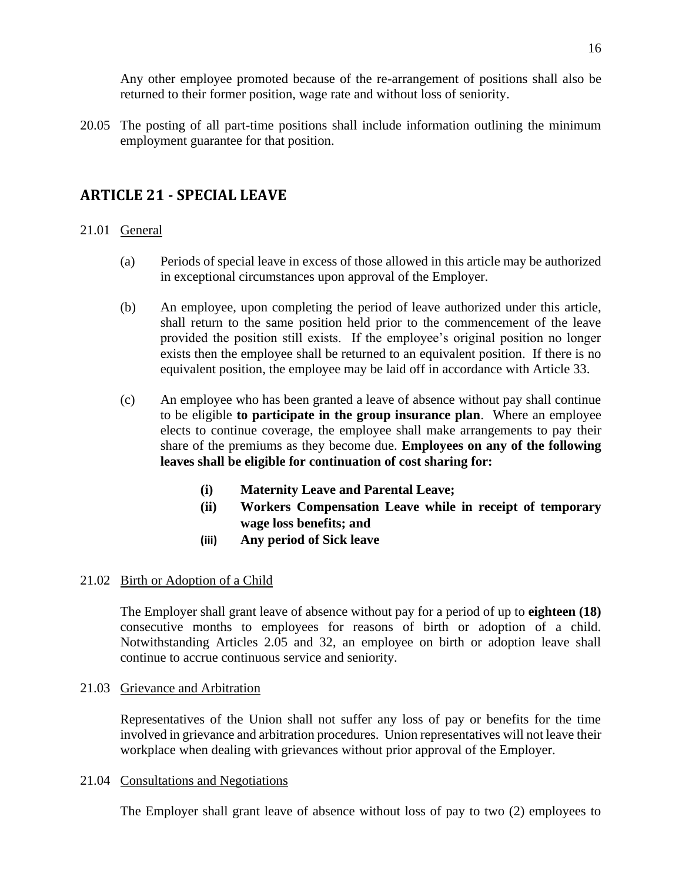Any other employee promoted because of the re-arrangement of positions shall also be returned to their former position, wage rate and without loss of seniority.

20.05 The posting of all part-time positions shall include information outlining the minimum employment guarantee for that position.

## ARTICLE 21 - SPECIAL LEAVE

21.01 General

(a) Periods of special leave in excess of those allowed in this article may be authorized in exceptional circumstances upon approval of the Employer.

(b) An employee, upon completing the period of leave authorized under this article, shall return to the same position held prior to the commencement of the leave provided the position still exists. If the employee's original position no longer exists then the employee shall be returned to an equivalent position. If there is no equivalent position, the employee may be laid off in accordance with Article 33.

(c) An employee who has been granted a leave of absence without pay shall continue to be eligible **to participate in the group insurance plan**. Where an employee elects to continue coverage, the employee shall make arrangements to pay their share of the premiums as they become due. **Employees on any of the following leaves shall be eligible for continuation of cost sharing for:**

- **(i) Maternity Leave and Parental Leave;**
- **(ii) Workers Compensation Leave while in receipt of temporary wage loss benefits; and**
- **(iii) Any period of Sick leave**

21.02 Birth or Adoption of a Child

The Employer shall grant leave of absence without pay for a period of up to **eighteen (18)** consecutive months to employees for reasons of birth or adoption of a child. Notwithstanding Articles 2.05 and 32, an employee on birth or adoption leave shall continue to accrue continuous service and seniority.

21.03 Grievance and Arbitration

Representatives of the Union shall not suffer any loss of pay or benefits for the time involved in grievance and arbitration procedures. Union representatives will not leave their workplace when dealing with grievances without prior approval of the Employer.

21.04 Consultations and Negotiations

The Employer shall grant leave of absence without loss of pay to two (2) employees to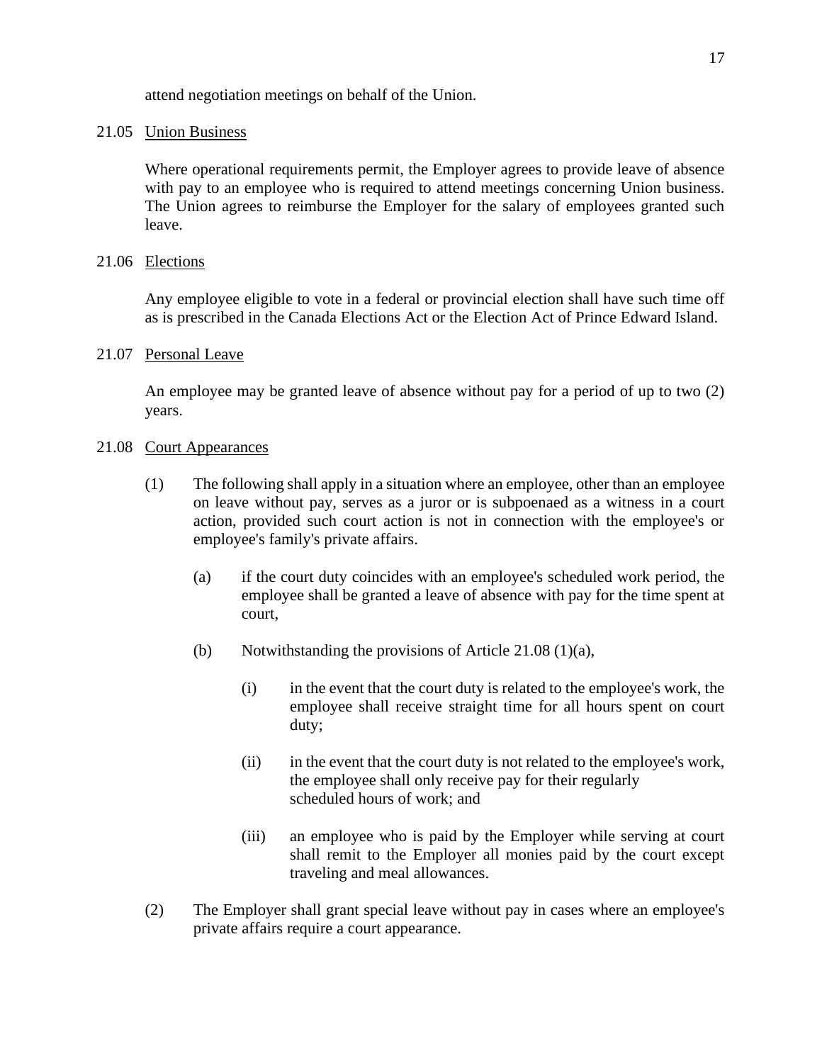attend negotiation meetings on behalf of the Union.

21.05 Union Business

Where operational requirements permit, the Employer agrees to provide leave of absence with pay to an employee who is required to attend meetings concerning Union business. The Union agrees to reimburse the Employer for the salary of employees granted such leave.

21.06 Elections

Any employee eligible to vote in a federal or provincial election shall have such time off as is prescribed in the Canada Elections Act or the Election Act of Prince Edward Island.

21.07 Personal Leave

An employee may be granted leave of absence without pay for a period of up to two (2) years.

21.08 Court Appearances

(1) The following shall apply in a situation where an employee, other than an employee on leave without pay, serves as a juror or is subpoenaed as a witness in a court action, provided such court action is not in connection with the employee's or employee's family's private affairs.

(a) if the court duty coincides with an employee's scheduled work period, the employee shall be granted a leave of absence with pay for the time spent at court,

(b) Notwithstanding the provisions of Article 21.08 (1)(a),

(i) in the event that the court duty is related to the employee's work, the employee shall receive straight time for all hours spent on court duty;

(ii) in the event that the court duty is not related to the employee's work, the employee shall only receive pay for their regularly scheduled hours of work; and

(iii) an employee who is paid by the Employer while serving at court shall remit to the Employer all monies paid by the court except traveling and meal allowances.

(2) The Employer shall grant special leave without pay in cases where an employee's private affairs require a court appearance.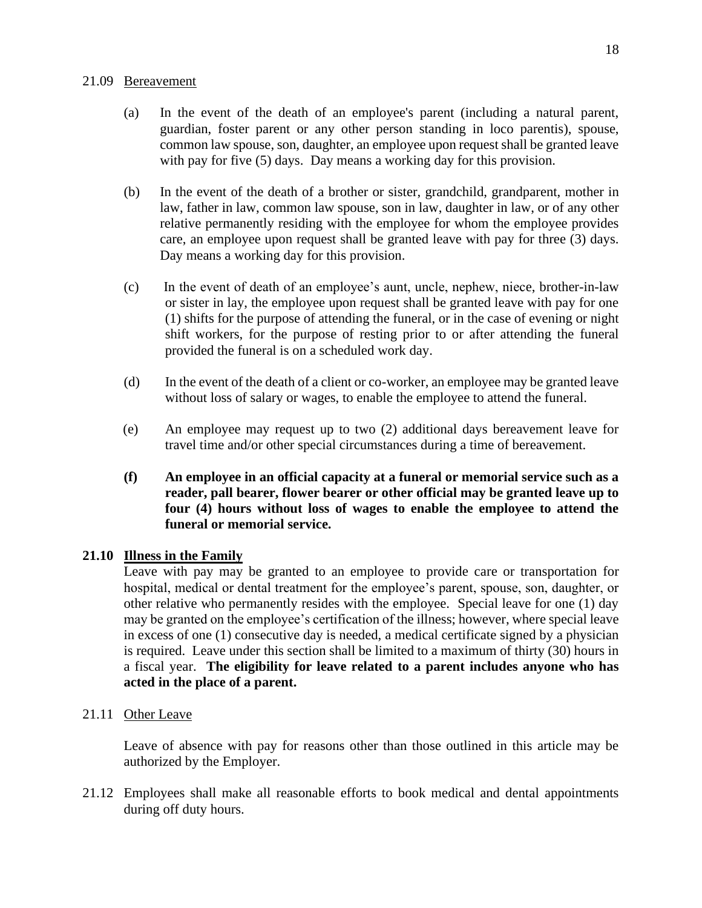21.09 Bereavement

(a) In the event of the death of an employee's parent (including a natural parent, guardian, foster parent or any other person standing in loco parentis), spouse, common law spouse, son, daughter, an employee upon request shall be granted leave with pay for five (5) days. Day means a working day for this provision.

(b) In the event of the death of a brother or sister, grandchild, grandparent, mother in law, father in law, common law spouse, son in law, daughter in law, or of any other relative permanently residing with the employee for whom the employee provides care, an employee upon request shall be granted leave with pay for three (3) days. Day means a working day for this provision.

(c) In the event of death of an employee's aunt, uncle, nephew, niece, brother-in-law or sister in lay, the employee upon request shall be granted leave with pay for one (1) shifts for the purpose of attending the funeral, or in the case of evening or night shift workers, for the purpose of resting prior to or after attending the funeral provided the funeral is on a scheduled work day.

(d) In the event of the death of a client or co-worker, an employee may be granted leave without loss of salary or wages, to enable the employee to attend the funeral.

(e) An employee may request up to two (2) additional days bereavement leave for travel time and/or other special circumstances during a time of bereavement.

**(f) An employee in an official capacity at a funeral or memorial service such as a reader, pall bearer, flower bearer or other official may be granted leave up to four (4) hours without loss of wages to enable the employee to attend the funeral or memorial service.**

**21.10 Illness in the Family**

Leave with pay may be granted to an employee to provide care or transportation for hospital, medical or dental treatment for the employee's parent, spouse, son, daughter, or other relative who permanently resides with the employee. Special leave for one (1) day may be granted on the employee's certification of the illness; however, where special leave in excess of one (1) consecutive day is needed, a medical certificate signed by a physician is required. Leave under this section shall be limited to a maximum of thirty (30) hours in a fiscal year. **The eligibility for leave related to a parent includes anyone who has acted in the place of a parent.**

21.11 Other Leave

Leave of absence with pay for reasons other than those outlined in this article may be authorized by the Employer.

21.12 Employees shall make all reasonable efforts to book medical and dental appointments during off duty hours.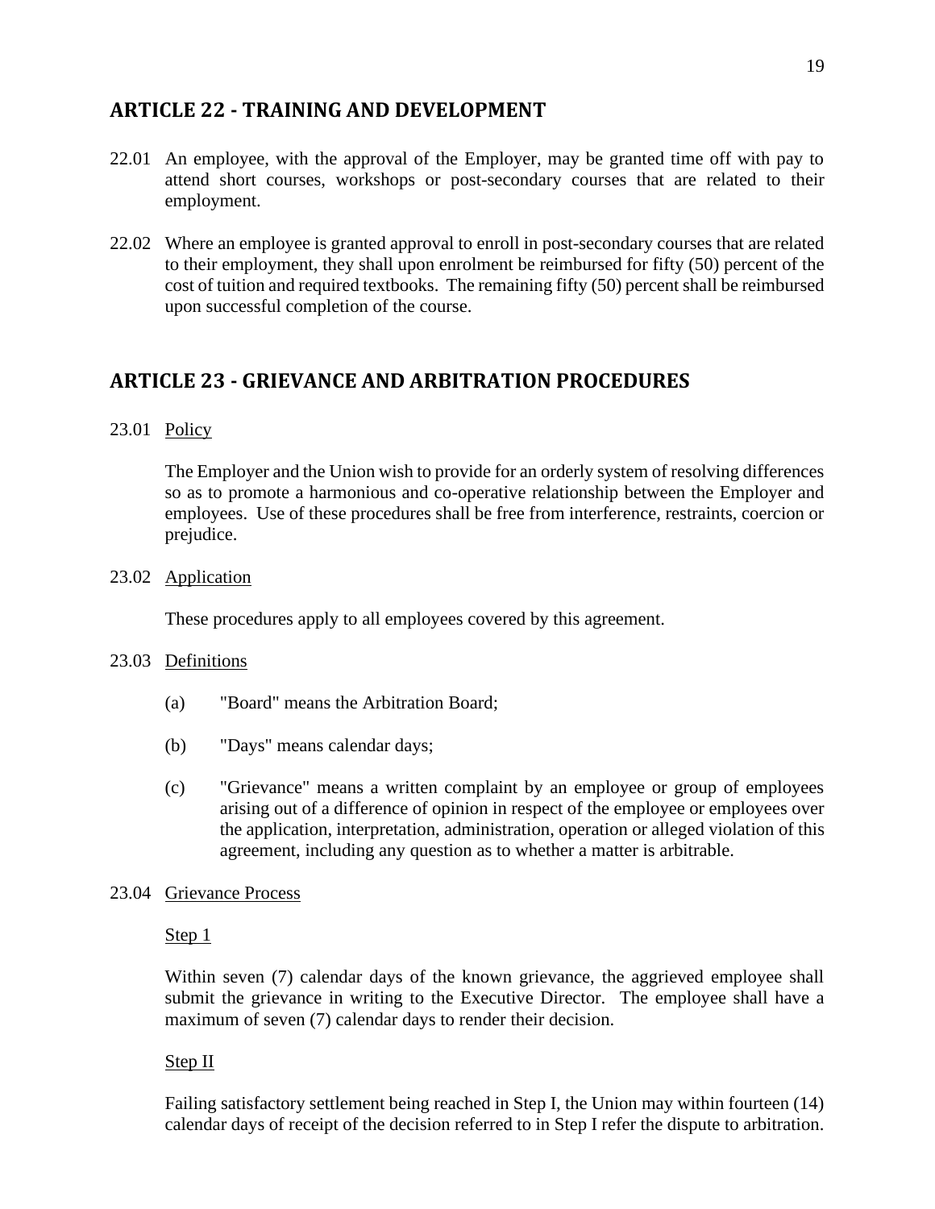## ARTICLE 22 - TRAINING AND DEVELOPMENT

22.01 An employee, with the approval of the Employer, may be granted time off with pay to attend short courses, workshops or post-secondary courses that are related to their employment.

22.02 Where an employee is granted approval to enroll in post-secondary courses that are related to their employment, they shall upon enrolment be reimbursed for fifty (50) percent of the cost of tuition and required textbooks. The remaining fifty (50) percent shall be reimbursed upon successful completion of the course.

## ARTICLE 23 - GRIEVANCE AND ARBITRATION PROCEDURES

23.01 Policy

The Employer and the Union wish to provide for an orderly system of resolving differences so as to promote a harmonious and co-operative relationship between the Employer and employees. Use of these procedures shall be free from interference, restraints, coercion or prejudice.

23.02 Application

These procedures apply to all employees covered by this agreement.

23.03 Definitions

(a) "Board" means the Arbitration Board;

(b) "Days" means calendar days;

(c) "Grievance" means a written complaint by an employee or group of employees arising out of a difference of opinion in respect of the employee or employees over the application, interpretation, administration, operation or alleged violation of this agreement, including any question as to whether a matter is arbitrable.

23.04 Grievance Process

Step 1

Within seven (7) calendar days of the known grievance, the aggrieved employee shall submit the grievance in writing to the Executive Director. The employee shall have a maximum of seven (7) calendar days to render their decision.

Step II

Failing satisfactory settlement being reached in Step I, the Union may within fourteen (14) calendar days of receipt of the decision referred to in Step I refer the dispute to arbitration.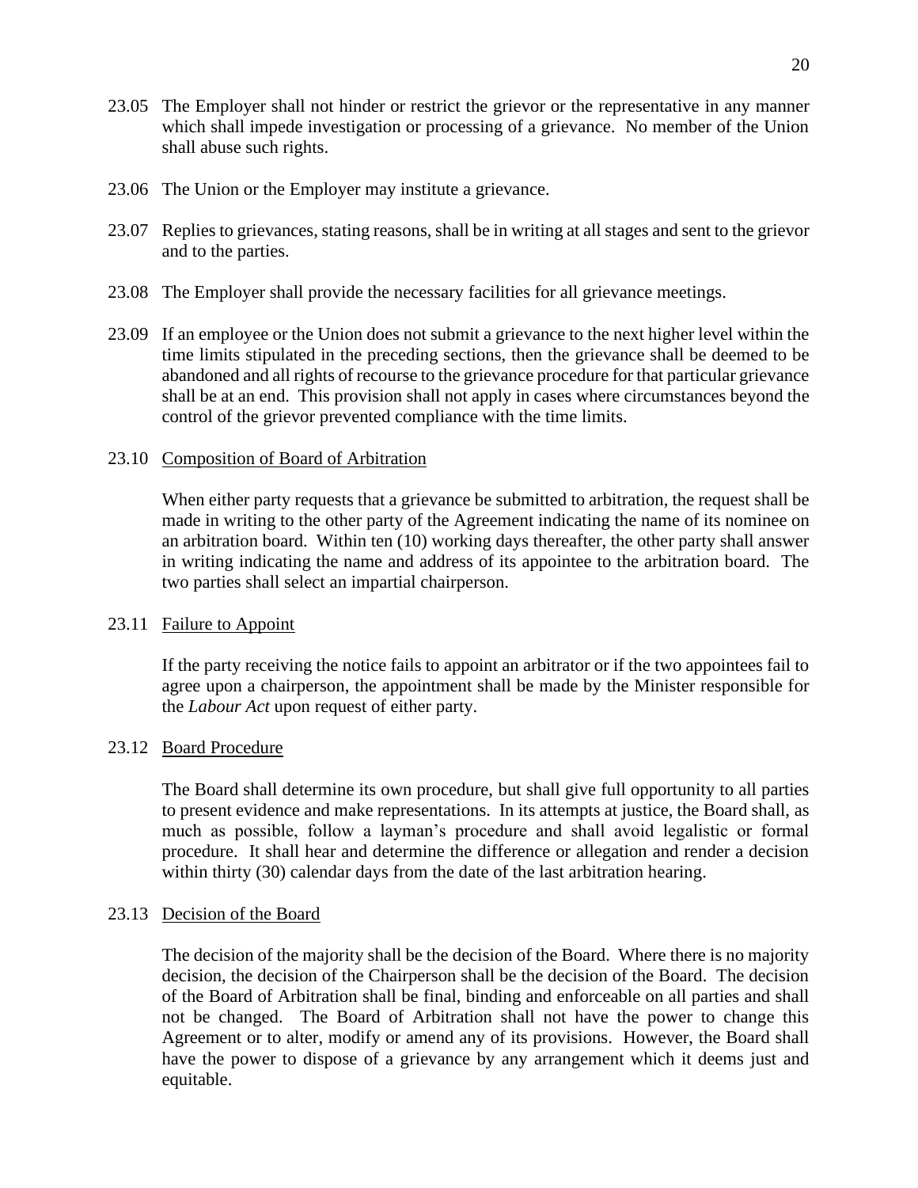23.05 The Employer shall not hinder or restrict the grievor or the representative in any manner which shall impede investigation or processing of a grievance. No member of the Union shall abuse such rights.

23.06 The Union or the Employer may institute a grievance.

23.07 Replies to grievances, stating reasons, shall be in writing at all stages and sent to the grievor and to the parties.

23.08 The Employer shall provide the necessary facilities for all grievance meetings.

23.09 If an employee or the Union does not submit a grievance to the next higher level within the time limits stipulated in the preceding sections, then the grievance shall be deemed to be abandoned and all rights of recourse to the grievance procedure for that particular grievance shall be at an end. This provision shall not apply in cases where circumstances beyond the control of the grievor prevented compliance with the time limits.

23.10 Composition of Board of Arbitration

When either party requests that a grievance be submitted to arbitration, the request shall be made in writing to the other party of the Agreement indicating the name of its nominee on an arbitration board. Within ten (10) working days thereafter, the other party shall answer in writing indicating the name and address of its appointee to the arbitration board. The two parties shall select an impartial chairperson.

23.11 Failure to Appoint

If the party receiving the notice fails to appoint an arbitrator or if the two appointees fail to agree upon a chairperson, the appointment shall be made by the Minister responsible for the *Labour Act* upon request of either party.

23.12 Board Procedure

The Board shall determine its own procedure, but shall give full opportunity to all parties to present evidence and make representations. In its attempts at justice, the Board shall, as much as possible, follow a layman's procedure and shall avoid legalistic or formal procedure. It shall hear and determine the difference or allegation and render a decision within thirty (30) calendar days from the date of the last arbitration hearing.

23.13 Decision of the Board

The decision of the majority shall be the decision of the Board. Where there is no majority decision, the decision of the Chairperson shall be the decision of the Board. The decision of the Board of Arbitration shall be final, binding and enforceable on all parties and shall not be changed. The Board of Arbitration shall not have the power to change this Agreement or to alter, modify or amend any of its provisions. However, the Board shall have the power to dispose of a grievance by any arrangement which it deems just and equitable.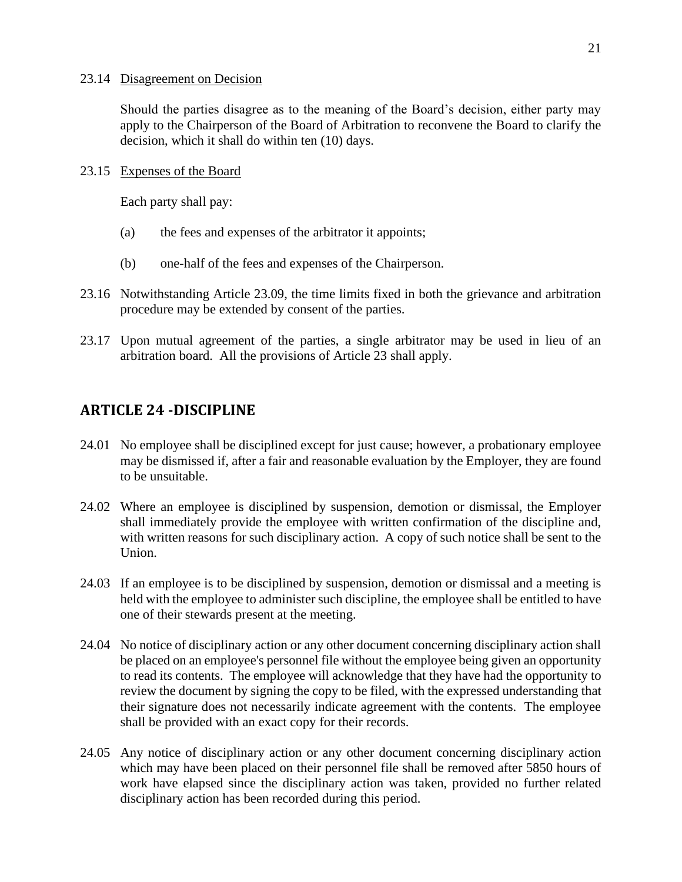23.14 Disagreement on Decision

Should the parties disagree as to the meaning of the Board's decision, either party may apply to the Chairperson of the Board of Arbitration to reconvene the Board to clarify the decision, which it shall do within ten (10) days.

23.15 Expenses of the Board

Each party shall pay:

(a) the fees and expenses of the arbitrator it appoints;

(b) one-half of the fees and expenses of the Chairperson.

23.16 Notwithstanding Article 23.09, the time limits fixed in both the grievance and arbitration procedure may be extended by consent of the parties.

23.17 Upon mutual agreement of the parties, a single arbitrator may be used in lieu of an arbitration board. All the provisions of Article 23 shall apply.

## ARTICLE 24 -DISCIPLINE

24.01 No employee shall be disciplined except for just cause; however, a probationary employee may be dismissed if, after a fair and reasonable evaluation by the Employer, they are found to be unsuitable.

24.02 Where an employee is disciplined by suspension, demotion or dismissal, the Employer shall immediately provide the employee with written confirmation of the discipline and, with written reasons for such disciplinary action. A copy of such notice shall be sent to the Union.

24.03 If an employee is to be disciplined by suspension, demotion or dismissal and a meeting is held with the employee to administer such discipline, the employee shall be entitled to have one of their stewards present at the meeting.

24.04 No notice of disciplinary action or any other document concerning disciplinary action shall be placed on an employee's personnel file without the employee being given an opportunity to read its contents. The employee will acknowledge that they have had the opportunity to review the document by signing the copy to be filed, with the expressed understanding that their signature does not necessarily indicate agreement with the contents. The employee shall be provided with an exact copy for their records.

24.05 Any notice of disciplinary action or any other document concerning disciplinary action which may have been placed on their personnel file shall be removed after 5850 hours of work have elapsed since the disciplinary action was taken, provided no further related disciplinary action has been recorded during this period.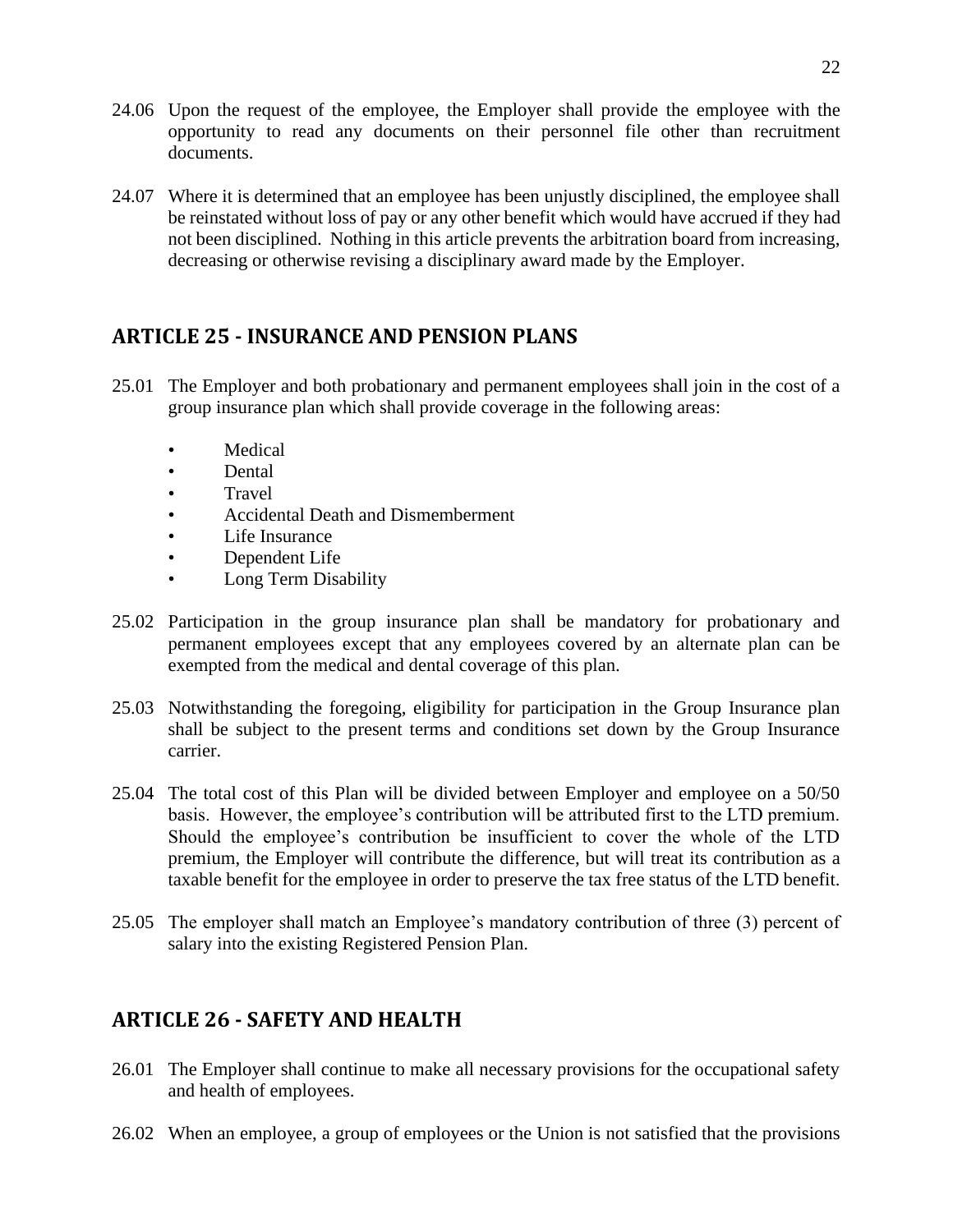24.06 Upon the request of the employee, the Employer shall provide the employee with the opportunity to read any documents on their personnel file other than recruitment documents.

24.07 Where it is determined that an employee has been unjustly disciplined, the employee shall be reinstated without loss of pay or any other benefit which would have accrued if they had not been disciplined. Nothing in this article prevents the arbitration board from increasing, decreasing or otherwise revising a disciplinary award made by the Employer.

## ARTICLE 25 - INSURANCE AND PENSION PLANS

25.01 The Employer and both probationary and permanent employees shall join in the cost of a group insurance plan which shall provide coverage in the following areas:

- Medical
- Dental
- Travel
- Accidental Death and Dismemberment
- Life Insurance
- Dependent Life
- Long Term Disability

25.02 Participation in the group insurance plan shall be mandatory for probationary and permanent employees except that any employees covered by an alternate plan can be exempted from the medical and dental coverage of this plan.

25.03 Notwithstanding the foregoing, eligibility for participation in the Group Insurance plan shall be subject to the present terms and conditions set down by the Group Insurance carrier.

25.04 The total cost of this Plan will be divided between Employer and employee on a 50/50 basis. However, the employee's contribution will be attributed first to the LTD premium. Should the employee's contribution be insufficient to cover the whole of the LTD premium, the Employer will contribute the difference, but will treat its contribution as a taxable benefit for the employee in order to preserve the tax free status of the LTD benefit.

25.05 The employer shall match an Employee's mandatory contribution of three (3) percent of salary into the existing Registered Pension Plan.

## ARTICLE 26 - SAFETY AND HEALTH

26.01 The Employer shall continue to make all necessary provisions for the occupational safety and health of employees.

26.02 When an employee, a group of employees or the Union is not satisfied that the provisions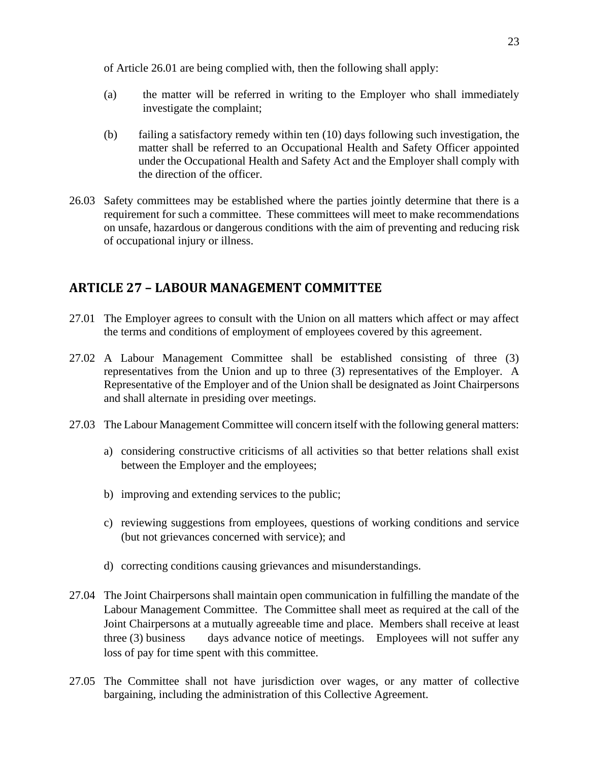of Article 26.01 are being complied with, then the following shall apply:

(a) the matter will be referred in writing to the Employer who shall immediately investigate the complaint;

(b) failing a satisfactory remedy within ten (10) days following such investigation, the matter shall be referred to an Occupational Health and Safety Officer appointed under the Occupational Health and Safety Act and the Employer shall comply with the direction of the officer.

26.03 Safety committees may be established where the parties jointly determine that there is a requirement for such a committee. These committees will meet to make recommendations on unsafe, hazardous or dangerous conditions with the aim of preventing and reducing risk of occupational injury or illness.

## ARTICLE 27 – LABOUR MANAGEMENT COMMITTEE

27.01 The Employer agrees to consult with the Union on all matters which affect or may affect the terms and conditions of employment of employees covered by this agreement.

27.02 A Labour Management Committee shall be established consisting of three (3) representatives from the Union and up to three (3) representatives of the Employer. A Representative of the Employer and of the Union shall be designated as Joint Chairpersons and shall alternate in presiding over meetings.

27.03 The Labour Management Committee will concern itself with the following general matters:

a) considering constructive criticisms of all activities so that better relations shall exist between the Employer and the employees;

b) improving and extending services to the public;

c) reviewing suggestions from employees, questions of working conditions and service (but not grievances concerned with service); and

d) correcting conditions causing grievances and misunderstandings.

27.04 The Joint Chairpersons shall maintain open communication in fulfilling the mandate of the Labour Management Committee. The Committee shall meet as required at the call of the Joint Chairpersons at a mutually agreeable time and place. Members shall receive at least three (3) business days advance notice of meetings. Employees will not suffer any loss of pay for time spent with this committee.

27.05 The Committee shall not have jurisdiction over wages, or any matter of collective bargaining, including the administration of this Collective Agreement.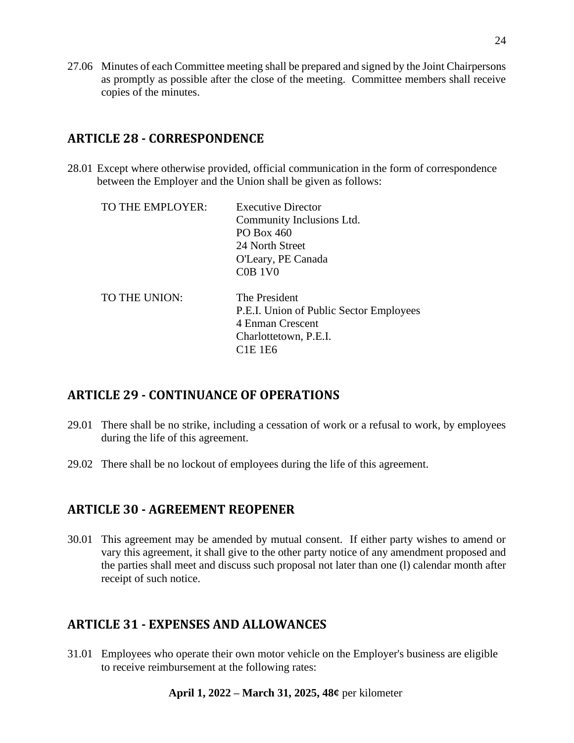27.06 Minutes of each Committee meeting shall be prepared and signed by the Joint Chairpersons as promptly as possible after the close of the meeting. Committee members shall receive copies of the minutes.

## ARTICLE 28 - CORRESPONDENCE

28.01 Except where otherwise provided, official communication in the form of correspondence between the Employer and the Union shall be given as follows:

TO THE EMPLOYER:
Executive Director
Community Inclusions Ltd.
PO Box 460
24 North Street
O'Leary, PE Canada
C0B 1V0

TO THE UNION:
The President
P.E.I. Union of Public Sector Employees
4 Enman Crescent
Charlottetown, P.E.I.
C1E 1E6

## ARTICLE 29 - CONTINUANCE OF OPERATIONS

29.01 There shall be no strike, including a cessation of work or a refusal to work, by employees during the life of this agreement.

29.02 There shall be no lockout of employees during the life of this agreement.

## ARTICLE 30 - AGREEMENT REOPENER

30.01 This agreement may be amended by mutual consent. If either party wishes to amend or vary this agreement, it shall give to the other party notice of any amendment proposed and the parties shall meet and discuss such proposal not later than one (l) calendar month after receipt of such notice.

## ARTICLE 31 - EXPENSES AND ALLOWANCES

31.01 Employees who operate their own motor vehicle on the Employer's business are eligible to receive reimbursement at the following rates:

**April 1, 2022 – March 31, 2025, 48¢** per kilometer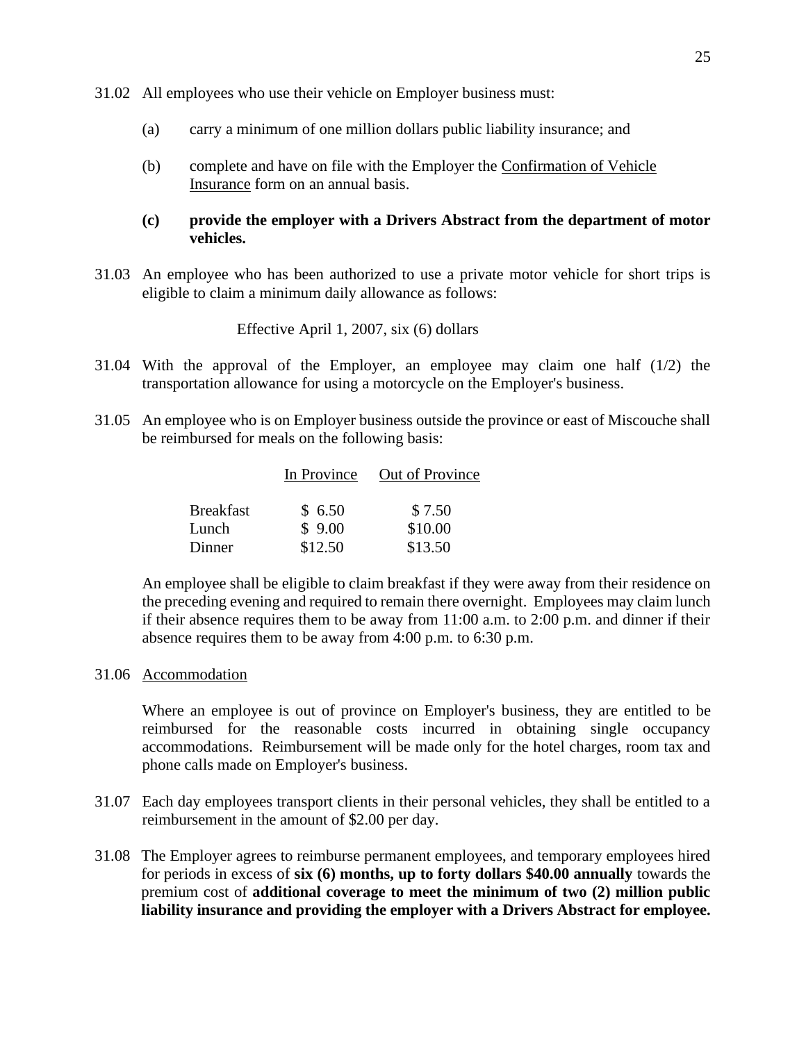31.02 All employees who use their vehicle on Employer business must:

(a) carry a minimum of one million dollars public liability insurance; and

(b) complete and have on file with the Employer the Confirmation of Vehicle Insurance form on an annual basis.

**(c) provide the employer with a Drivers Abstract from the department of motor vehicles.**

31.03 An employee who has been authorized to use a private motor vehicle for short trips is eligible to claim a minimum daily allowance as follows:

Effective April 1, 2007, six (6) dollars

31.04 With the approval of the Employer, an employee may claim one half (1/2) the transportation allowance for using a motorcycle on the Employer's business.

31.05 An employee who is on Employer business outside the province or east of Miscouche shall be reimbursed for meals on the following basis:

| | In Province | Out of Province |
|---|---|---|
| Breakfast | $ 6.50 | $ 7.50 |
| Lunch | $ 9.00 | $10.00 |
| Dinner | $12.50 | $13.50 |

An employee shall be eligible to claim breakfast if they were away from their residence on the preceding evening and required to remain there overnight. Employees may claim lunch if their absence requires them to be away from 11:00 a.m. to 2:00 p.m. and dinner if their absence requires them to be away from 4:00 p.m. to 6:30 p.m.

31.06 Accommodation

Where an employee is out of province on Employer's business, they are entitled to be reimbursed for the reasonable costs incurred in obtaining single occupancy accommodations. Reimbursement will be made only for the hotel charges, room tax and phone calls made on Employer's business.

31.07 Each day employees transport clients in their personal vehicles, they shall be entitled to a reimbursement in the amount of $2.00 per day.

31.08 The Employer agrees to reimburse permanent employees, and temporary employees hired for periods in excess of **six (6) months, up to forty dollars $40.00 annually** towards the premium cost of **additional coverage to meet the minimum of two (2) million public liability insurance and providing the employer with a Drivers Abstract for employee.**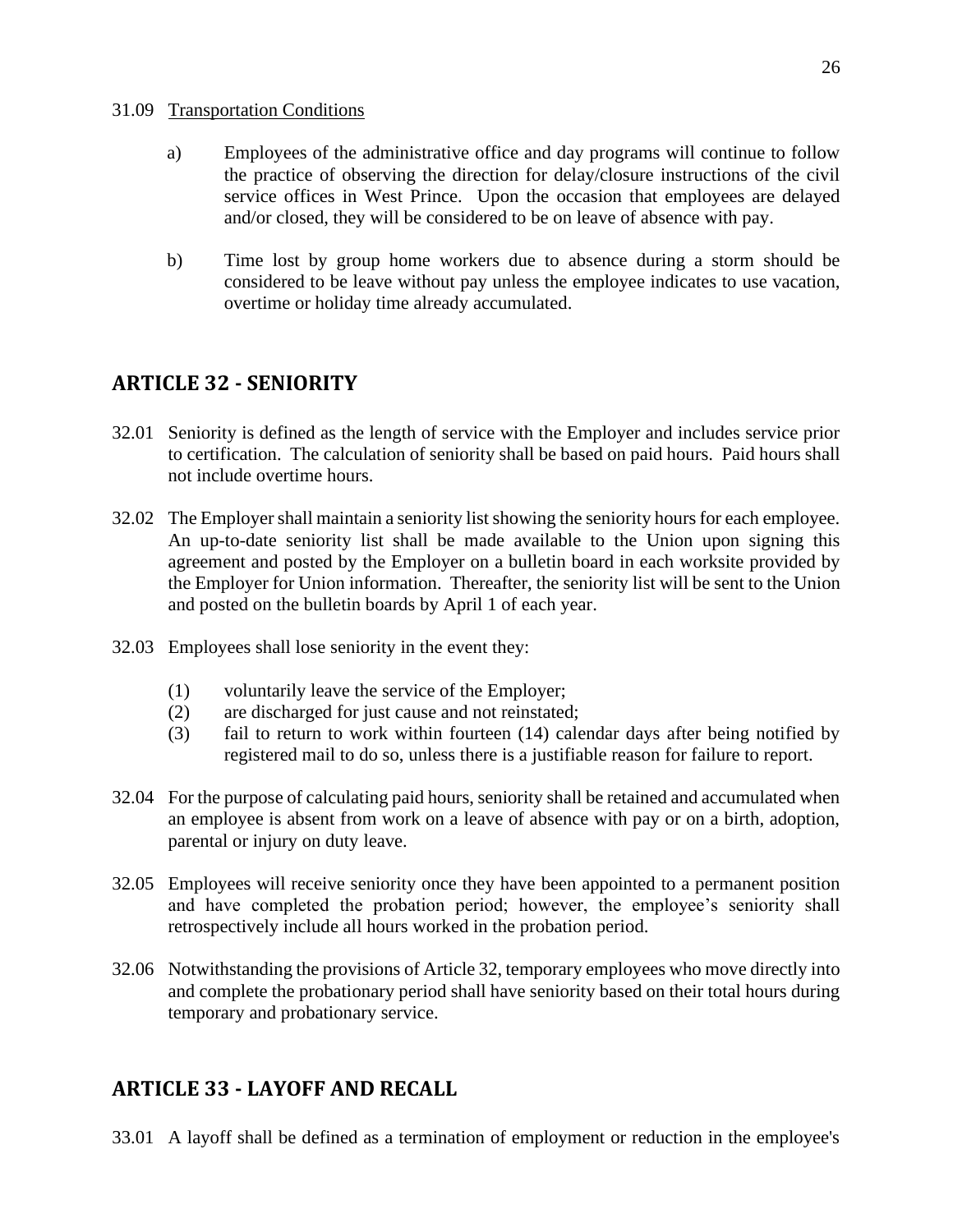31.09 Transportation Conditions

a) Employees of the administrative office and day programs will continue to follow the practice of observing the direction for delay/closure instructions of the civil service offices in West Prince. Upon the occasion that employees are delayed and/or closed, they will be considered to be on leave of absence with pay.

b) Time lost by group home workers due to absence during a storm should be considered to be leave without pay unless the employee indicates to use vacation, overtime or holiday time already accumulated.

## ARTICLE 32 - SENIORITY

32.01 Seniority is defined as the length of service with the Employer and includes service prior to certification. The calculation of seniority shall be based on paid hours. Paid hours shall not include overtime hours.

32.02 The Employer shall maintain a seniority list showing the seniority hours for each employee. An up-to-date seniority list shall be made available to the Union upon signing this agreement and posted by the Employer on a bulletin board in each worksite provided by the Employer for Union information. Thereafter, the seniority list will be sent to the Union and posted on the bulletin boards by April 1 of each year.

32.03 Employees shall lose seniority in the event they:

(1) voluntarily leave the service of the Employer;
(2) are discharged for just cause and not reinstated;
(3) fail to return to work within fourteen (14) calendar days after being notified by registered mail to do so, unless there is a justifiable reason for failure to report.

32.04 For the purpose of calculating paid hours, seniority shall be retained and accumulated when an employee is absent from work on a leave of absence with pay or on a birth, adoption, parental or injury on duty leave.

32.05 Employees will receive seniority once they have been appointed to a permanent position and have completed the probation period; however, the employee's seniority shall retrospectively include all hours worked in the probation period.

32.06 Notwithstanding the provisions of Article 32, temporary employees who move directly into and complete the probationary period shall have seniority based on their total hours during temporary and probationary service.

## ARTICLE 33 - LAYOFF AND RECALL

33.01 A layoff shall be defined as a termination of employment or reduction in the employee's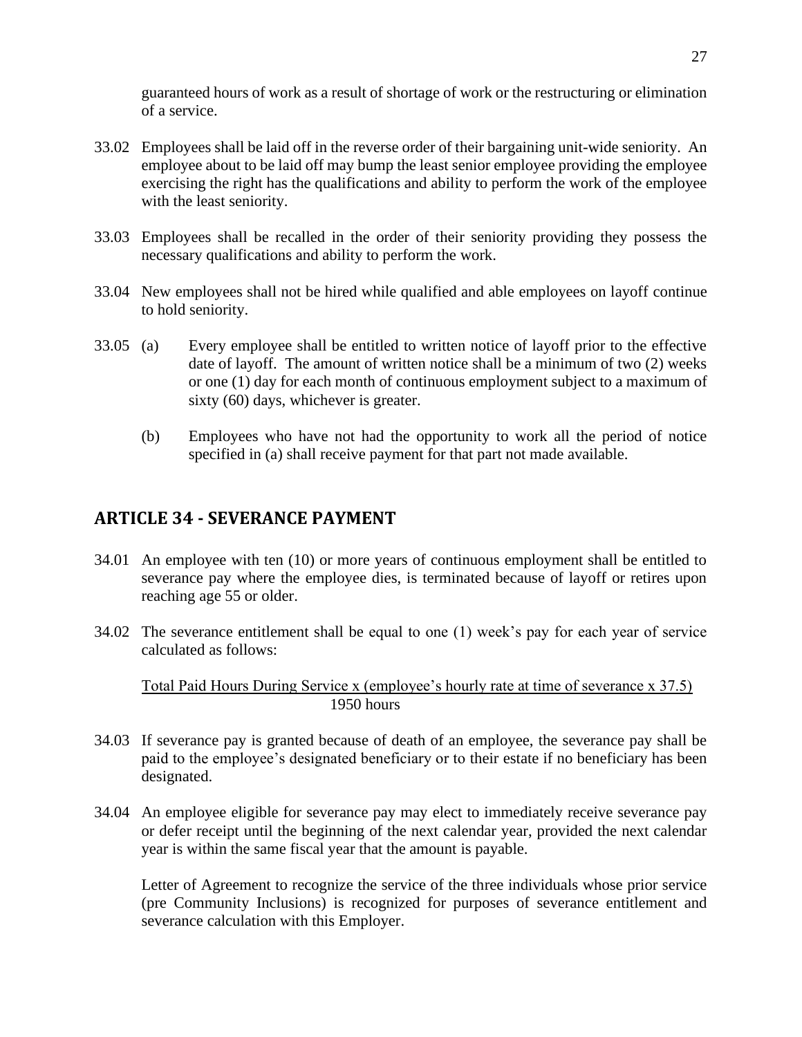guaranteed hours of work as a result of shortage of work or the restructuring or elimination of a service.

33.02 Employees shall be laid off in the reverse order of their bargaining unit-wide seniority. An employee about to be laid off may bump the least senior employee providing the employee exercising the right has the qualifications and ability to perform the work of the employee with the least seniority.

33.03 Employees shall be recalled in the order of their seniority providing they possess the necessary qualifications and ability to perform the work.

33.04 New employees shall not be hired while qualified and able employees on layoff continue to hold seniority.

33.05 (a) Every employee shall be entitled to written notice of layoff prior to the effective date of layoff. The amount of written notice shall be a minimum of two (2) weeks or one (1) day for each month of continuous employment subject to a maximum of sixty (60) days, whichever is greater.

(b) Employees who have not had the opportunity to work all the period of notice specified in (a) shall receive payment for that part not made available.

## ARTICLE 34 - SEVERANCE PAYMENT

34.01 An employee with ten (10) or more years of continuous employment shall be entitled to severance pay where the employee dies, is terminated because of layoff or retires upon reaching age 55 or older.

34.02 The severance entitlement shall be equal to one (1) week's pay for each year of service calculated as follows:

$$\frac{\text{Total Paid Hours During Service} \times (\text{employee's hourly rate at time of severance} \times 37.5)}{1950 \text{ hours}}$$

34.03 If severance pay is granted because of death of an employee, the severance pay shall be paid to the employee's designated beneficiary or to their estate if no beneficiary has been designated.

34.04 An employee eligible for severance pay may elect to immediately receive severance pay or defer receipt until the beginning of the next calendar year, provided the next calendar year is within the same fiscal year that the amount is payable.

Letter of Agreement to recognize the service of the three individuals whose prior service (pre Community Inclusions) is recognized for purposes of severance entitlement and severance calculation with this Employer.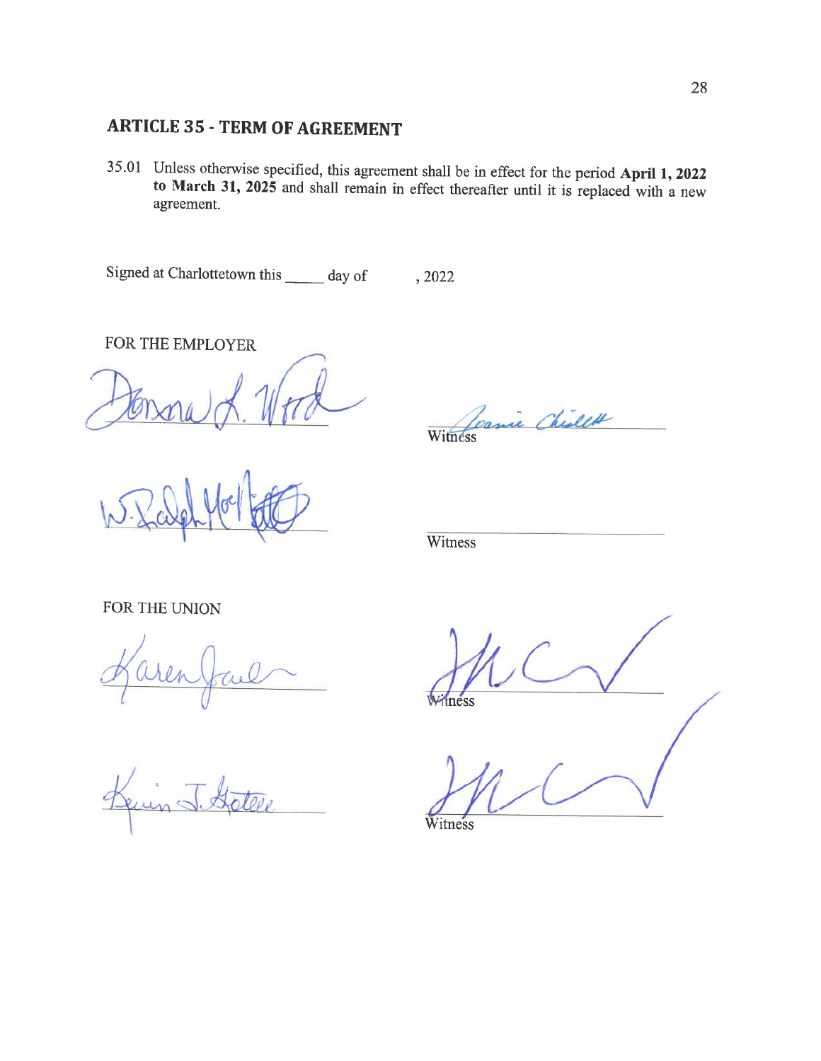## ARTICLE 35 - TERM OF AGREEMENT

35.01 Unless otherwise specified, this agreement shall be in effect for the period **April 1, 2022 to March 31, 2025** and shall remain in effect thereafter until it is replaced with a new agreement.

Signed at Charlottetown this _____ day of , 2022

FOR THE EMPLOYER

| | |
|---|---|
| _______________________ | _______________________ Witness |
| _______________________ | _______________________ Witness |

FOR THE UNION

| | |
|---|---|
| _______________________ | _______________________ Witness |
| _______________________ | _______________________ Witness |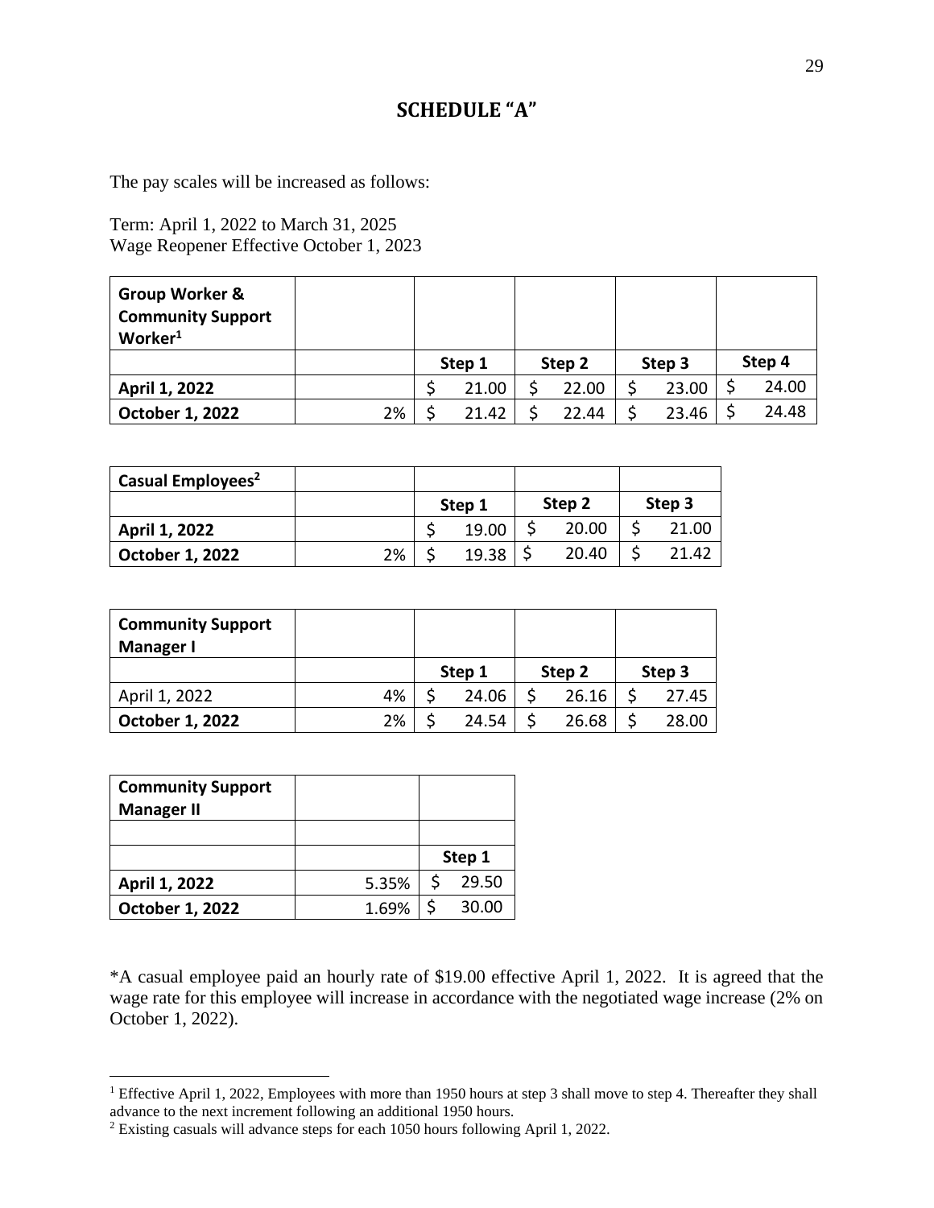# SCHEDULE "A"

The pay scales will be increased as follows:

Term: April 1, 2022 to March 31, 2025
Wage Reopener Effective October 1, 2023

| **Group Worker & Community Support Worker**[1] | | | | | |
|---|---|---|---|---|---|
| | | **Step 1** | **Step 2** | **Step 3** | **Step 4** |
| **April 1, 2022** | | $ 21.00 | $ 22.00 | $ 23.00 | $ 24.00 |
| **October 1, 2022** | 2% | $ 21.42 | $ 22.44 | $ 23.46 | $ 24.48 |

| **Casual Employees**[2] | | | | |
|---|---|---|---|---|
| | | **Step 1** | **Step 2** | **Step 3** |
| **April 1, 2022** | | $ 19.00 | $ 20.00 | $ 21.00 |
| **October 1, 2022** | 2% | $ 19.38 | $ 20.40 | $ 21.42 |

| **Community Support Manager I** | | | | |
|---|---|---|---|---|
| | | **Step 1** | **Step 2** | **Step 3** |
| April 1, 2022 | 4% | $ 24.06 | $ 26.16 | $ 27.45 |
| **October 1, 2022** | 2% | $ 24.54 | $ 26.68 | $ 28.00 |

| **Community Support Manager II** | | |
|---|---|---|
| | | |
| | | **Step 1** |
| **April 1, 2022** | 5.35% | $ 29.50 |
| **October 1, 2022** | 1.69% | $ 30.00 |

*A casual employee paid an hourly rate of $19.00 effective April 1, 2022. It is agreed that the wage rate for this employee will increase in accordance with the negotiated wage increase (2% on October 1, 2022).

---

[1] Effective April 1, 2022, Employees with more than 1950 hours at step 3 shall move to step 4. Thereafter they shall advance to the next increment following an additional 1950 hours.

[2] Existing casuals will advance steps for each 1050 hours following April 1, 2022.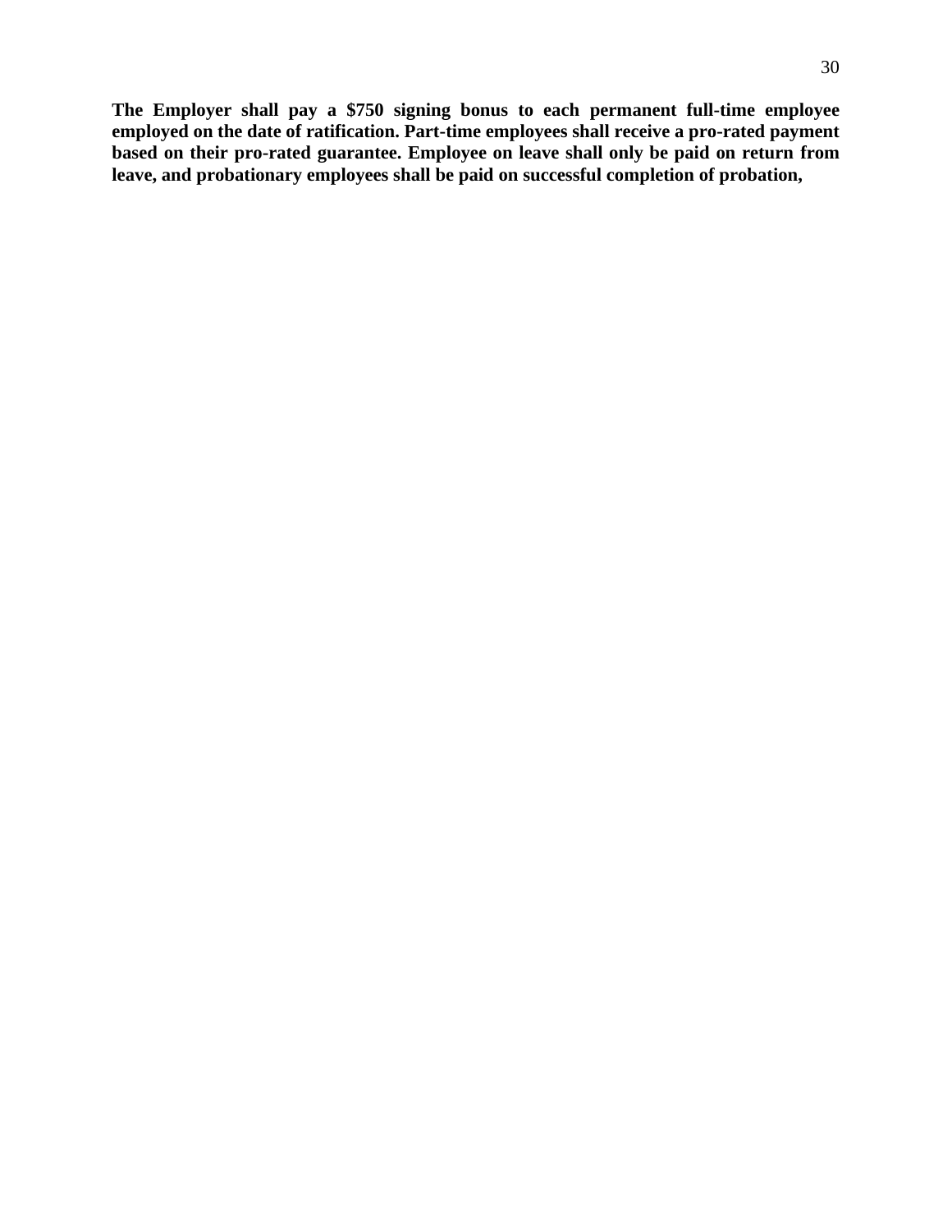**The Employer shall pay a $750 signing bonus to each permanent full-time employee employed on the date of ratification. Part-time employees shall receive a pro-rated payment based on their pro-rated guarantee. Employee on leave shall only be paid on return from leave, and probationary employees shall be paid on successful completion of probation,**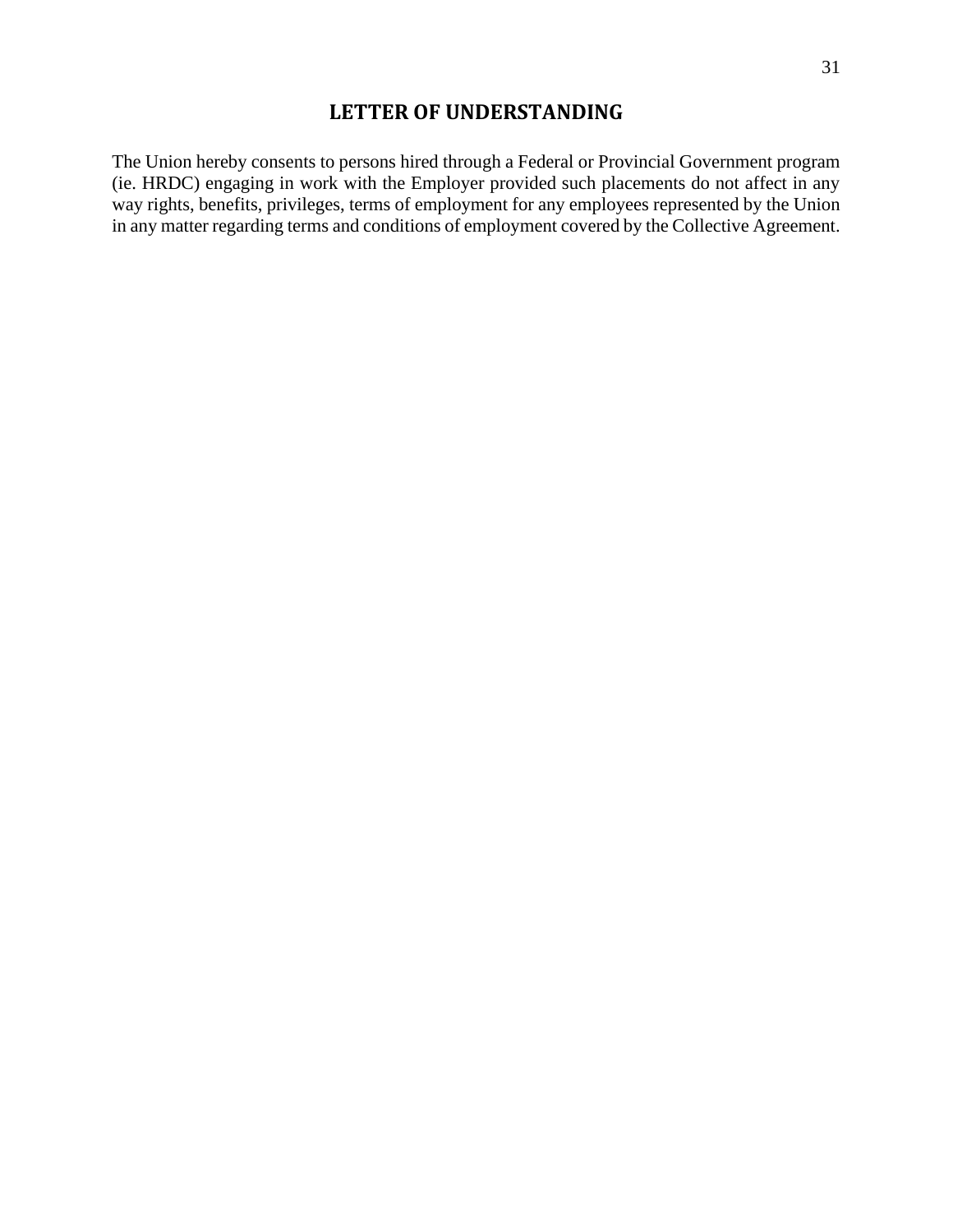## LETTER OF UNDERSTANDING

The Union hereby consents to persons hired through a Federal or Provincial Government program (ie. HRDC) engaging in work with the Employer provided such placements do not affect in any way rights, benefits, privileges, terms of employment for any employees represented by the Union in any matter regarding terms and conditions of employment covered by the Collective Agreement.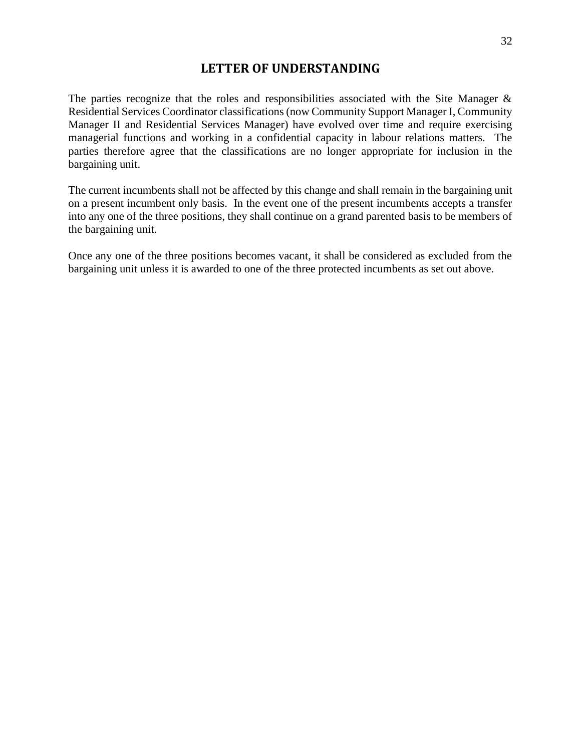## LETTER OF UNDERSTANDING

The parties recognize that the roles and responsibilities associated with the Site Manager & Residential Services Coordinator classifications (now Community Support Manager I, Community Manager II and Residential Services Manager) have evolved over time and require exercising managerial functions and working in a confidential capacity in labour relations matters. The parties therefore agree that the classifications are no longer appropriate for inclusion in the bargaining unit.

The current incumbents shall not be affected by this change and shall remain in the bargaining unit on a present incumbent only basis. In the event one of the present incumbents accepts a transfer into any one of the three positions, they shall continue on a grand parented basis to be members of the bargaining unit.

Once any one of the three positions becomes vacant, it shall be considered as excluded from the bargaining unit unless it is awarded to one of the three protected incumbents as set out above.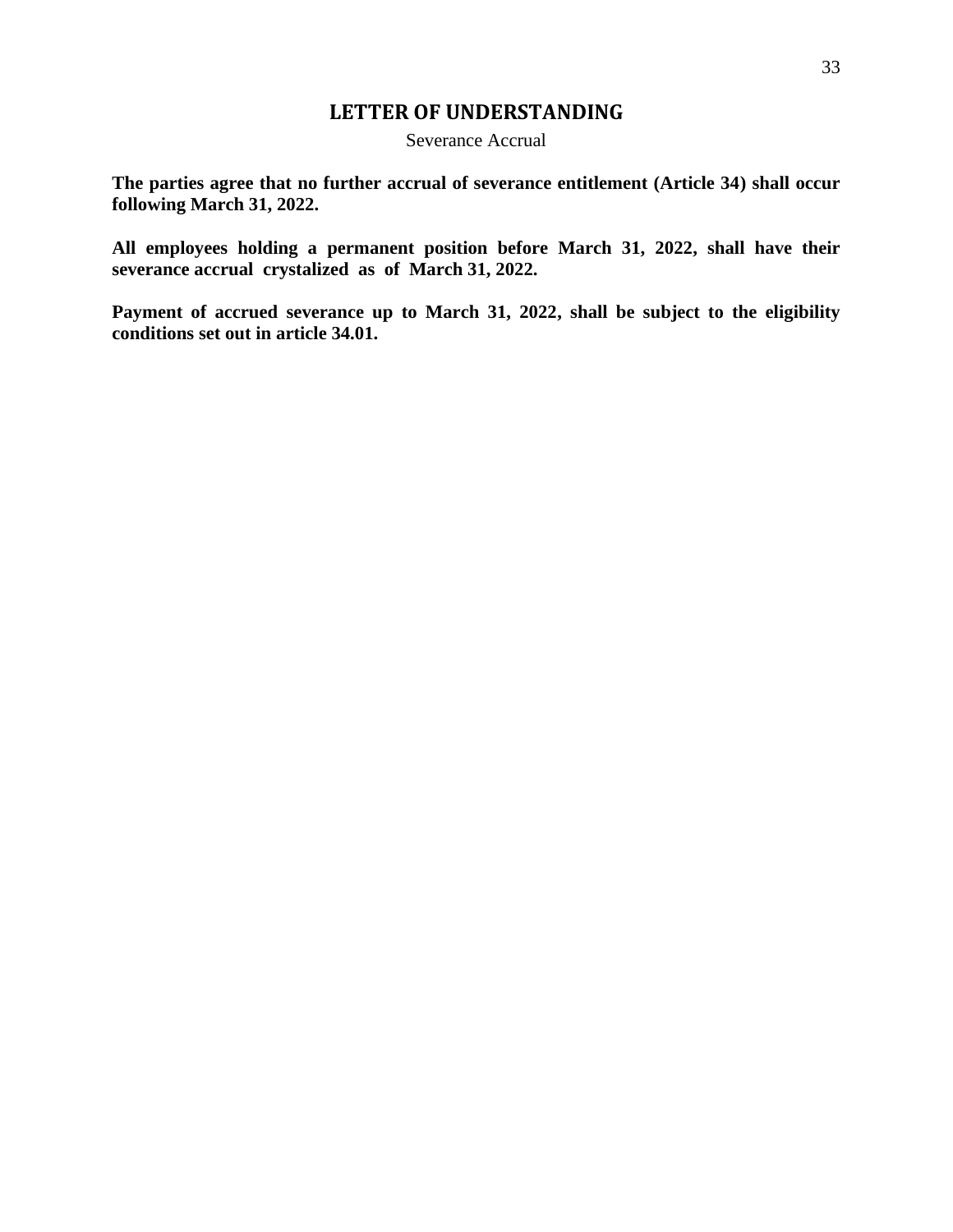# LETTER OF UNDERSTANDING

Severance Accrual

**The parties agree that no further accrual of severance entitlement (Article 34) shall occur following March 31, 2022.**

**All employees holding a permanent position before March 31, 2022, shall have their severance accrual crystalized as of March 31, 2022.**

**Payment of accrued severance up to March 31, 2022, shall be subject to the eligibility conditions set out in article 34.01.**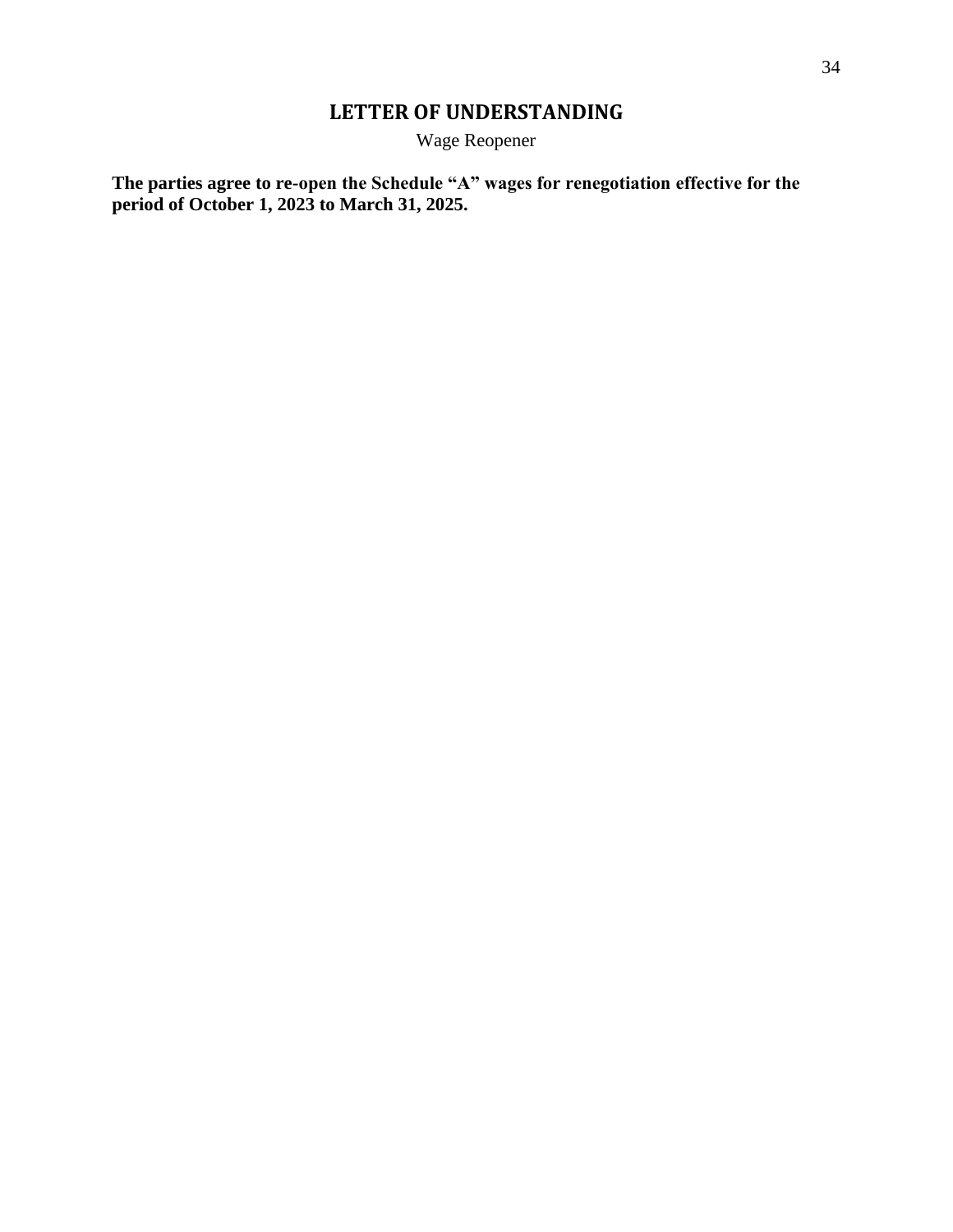# LETTER OF UNDERSTANDING

Wage Reopener

**The parties agree to re-open the Schedule "A" wages for renegotiation effective for the period of October 1, 2023 to March 31, 2025.**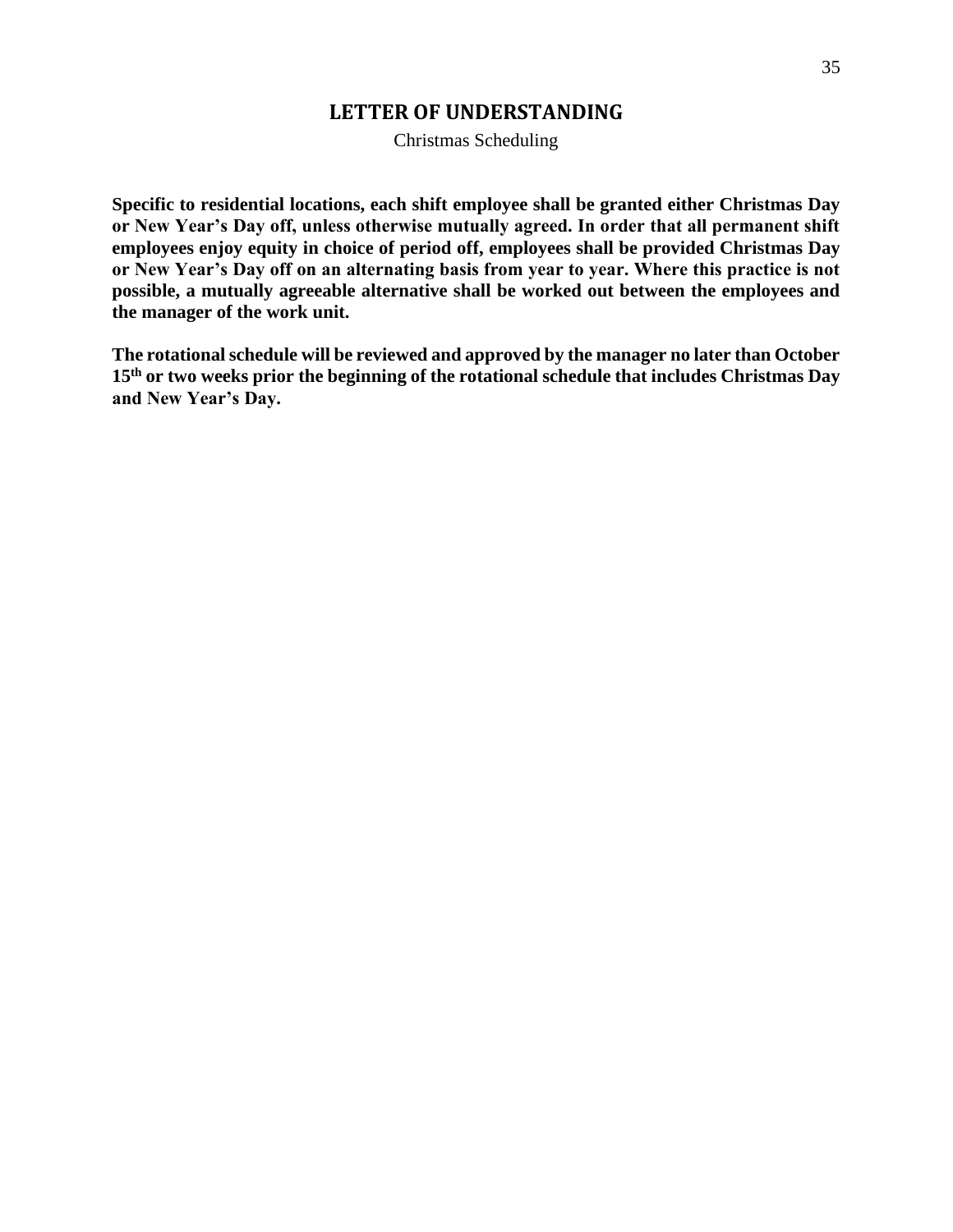## LETTER OF UNDERSTANDING

Christmas Scheduling

**Specific to residential locations, each shift employee shall be granted either Christmas Day or New Year's Day off, unless otherwise mutually agreed. In order that all permanent shift employees enjoy equity in choice of period off, employees shall be provided Christmas Day or New Year's Day off on an alternating basis from year to year. Where this practice is not possible, a mutually agreeable alternative shall be worked out between the employees and the manager of the work unit.**

**The rotational schedule will be reviewed and approved by the manager no later than October 15th or two weeks prior the beginning of the rotational schedule that includes Christmas Day and New Year's Day.**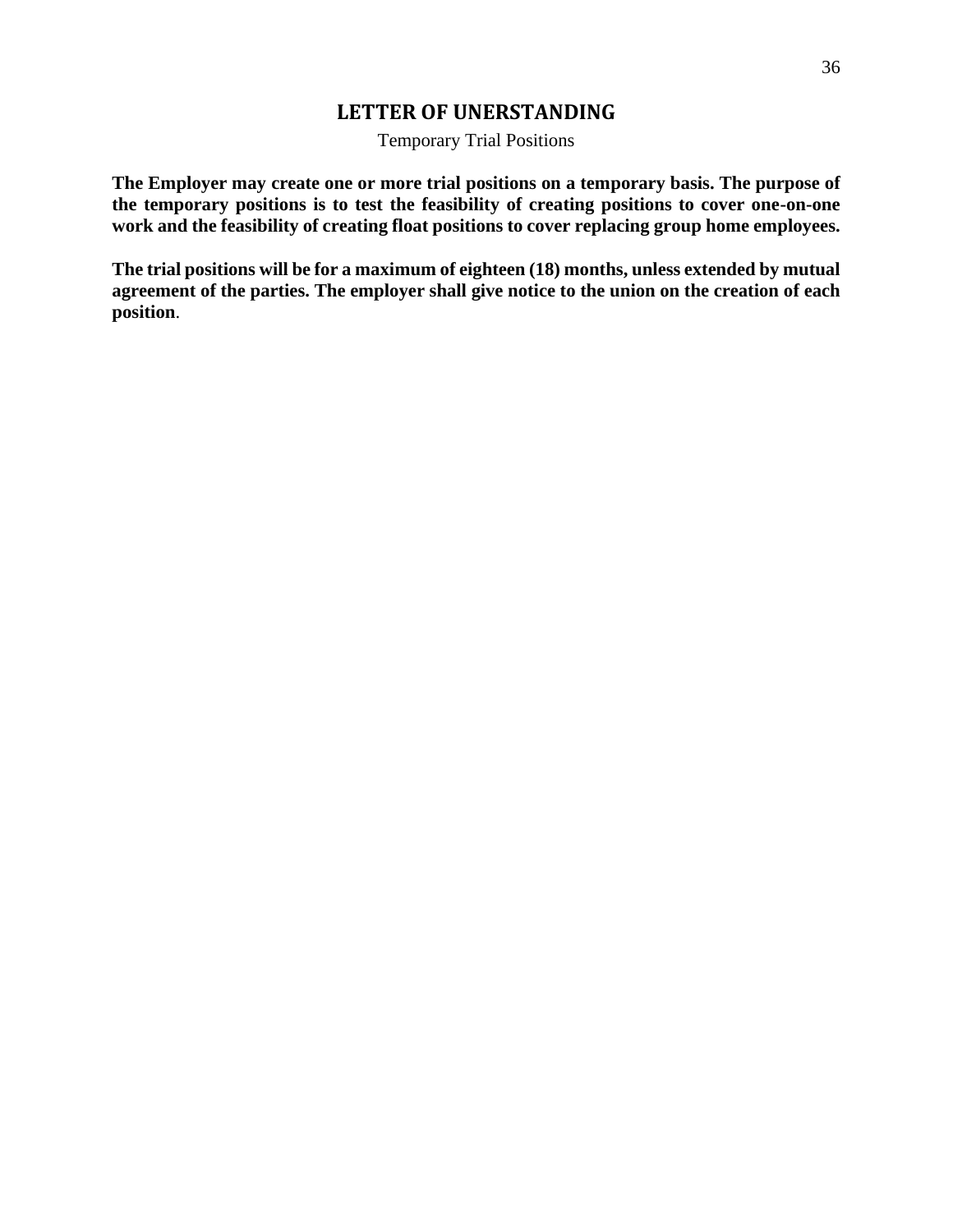## LETTER OF UNERSTANDING

Temporary Trial Positions

**The Employer may create one or more trial positions on a temporary basis. The purpose of the temporary positions is to test the feasibility of creating positions to cover one-on-one work and the feasibility of creating float positions to cover replacing group home employees.**

**The trial positions will be for a maximum of eighteen (18) months, unless extended by mutual agreement of the parties. The employer shall give notice to the union on the creation of each position**.